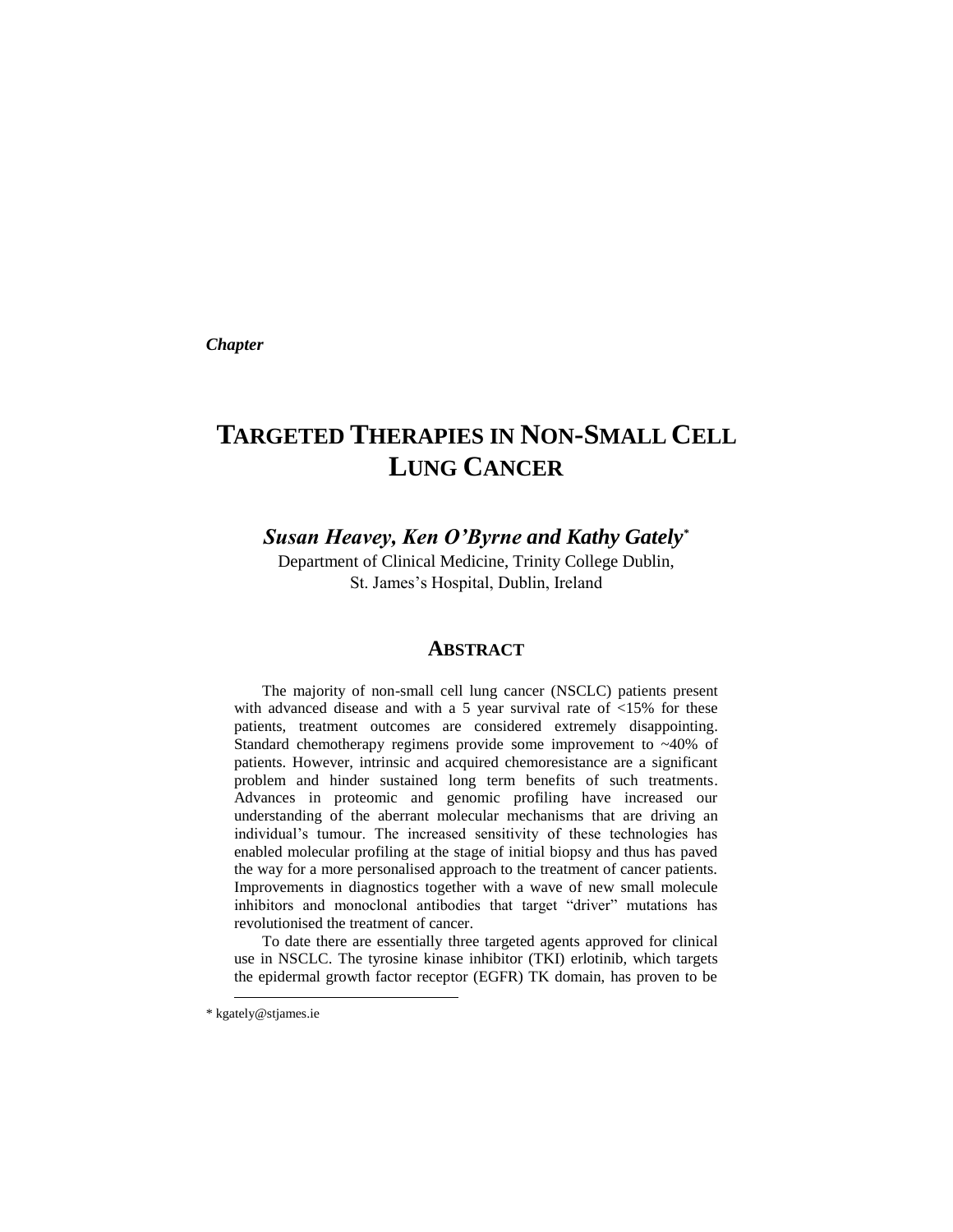*Chapter*

# TARGETED THERAPIES IN NON-SMALL CELL LUNG CANCER

***Susan Heavey, Ken O'Byrne and Kathy Gately****

Department of Clinical Medicine, Trinity College Dublin,
St. James's Hospital, Dublin, Ireland

## ABSTRACT

The majority of non-small cell lung cancer (NSCLC) patients present with advanced disease and with a 5 year survival rate of <15% for these patients, treatment outcomes are considered extremely disappointing. Standard chemotherapy regimens provide some improvement to ~40% of patients. However, intrinsic and acquired chemoresistance are a significant problem and hinder sustained long term benefits of such treatments. Advances in proteomic and genomic profiling have increased our understanding of the aberrant molecular mechanisms that are driving an individual's tumour. The increased sensitivity of these technologies has enabled molecular profiling at the stage of initial biopsy and thus has paved the way for a more personalised approach to the treatment of cancer patients. Improvements in diagnostics together with a wave of new small molecule inhibitors and monoclonal antibodies that target "driver" mutations has revolutionised the treatment of cancer.

To date there are essentially three targeted agents approved for clinical use in NSCLC. The tyrosine kinase inhibitor (TKI) erlotinib, which targets the epidermal growth factor receptor (EGFR) TK domain, has proven to be

---

* kgately@stjames.ie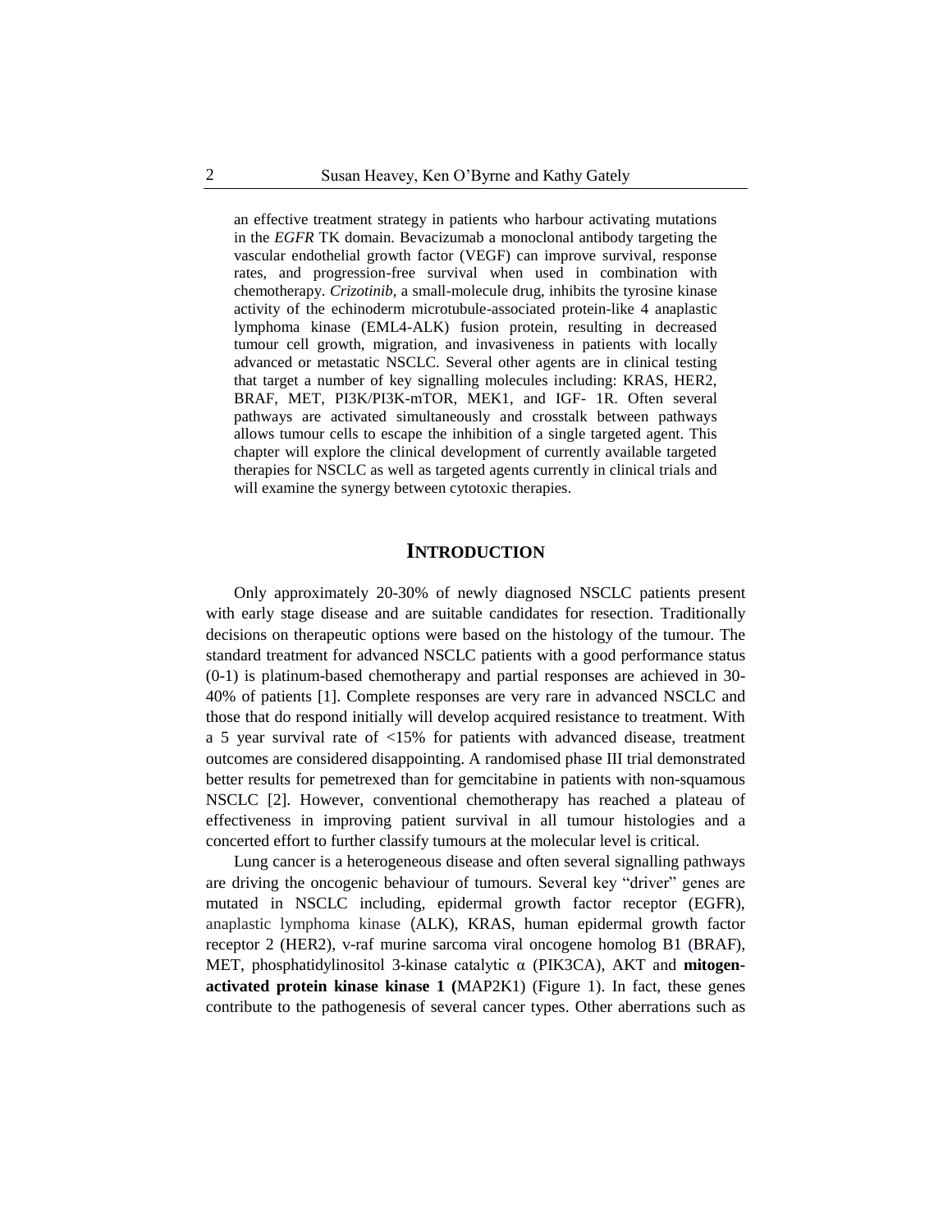an effective treatment strategy in patients who harbour activating mutations in the *EGFR* TK domain. Bevacizumab a monoclonal antibody targeting the vascular endothelial growth factor (VEGF) can improve survival, response rates, and progression-free survival when used in combination with chemotherapy. *Crizotinib,* a small-molecule drug, inhibits the tyrosine kinase activity of the echinoderm microtubule-associated protein-like 4 anaplastic lymphoma kinase (EML4-ALK) fusion protein, resulting in decreased tumour cell growth, migration, and invasiveness in patients with locally advanced or metastatic NSCLC. Several other agents are in clinical testing that target a number of key signalling molecules including: KRAS, HER2, BRAF, MET, PI3K/PI3K-mTOR, MEK1, and IGF- 1R. Often several pathways are activated simultaneously and crosstalk between pathways allows tumour cells to escape the inhibition of a single targeted agent. This chapter will explore the clinical development of currently available targeted therapies for NSCLC as well as targeted agents currently in clinical trials and will examine the synergy between cytotoxic therapies.

## INTRODUCTION

Only approximately 20-30% of newly diagnosed NSCLC patients present with early stage disease and are suitable candidates for resection. Traditionally decisions on therapeutic options were based on the histology of the tumour. The standard treatment for advanced NSCLC patients with a good performance status (0-1) is platinum-based chemotherapy and partial responses are achieved in 30-40% of patients [1]. Complete responses are very rare in advanced NSCLC and those that do respond initially will develop acquired resistance to treatment. With a 5 year survival rate of <15% for patients with advanced disease, treatment outcomes are considered disappointing. A randomised phase III trial demonstrated better results for pemetrexed than for gemcitabine in patients with non-squamous NSCLC [2]. However, conventional chemotherapy has reached a plateau of effectiveness in improving patient survival in all tumour histologies and a concerted effort to further classify tumours at the molecular level is critical.

Lung cancer is a heterogeneous disease and often several signalling pathways are driving the oncogenic behaviour of tumours. Several key "driver" genes are mutated in NSCLC including, epidermal growth factor receptor (EGFR), anaplastic lymphoma kinase (ALK), KRAS, human epidermal growth factor receptor 2 (HER2), v-raf murine sarcoma viral oncogene homolog B1 (BRAF), MET, phosphatidylinositol 3-kinase catalytic α (PIK3CA), AKT and **mitogen-activated protein kinase kinase 1 (**MAP2K1) (Figure 1). In fact, these genes contribute to the pathogenesis of several cancer types. Other aberrations such as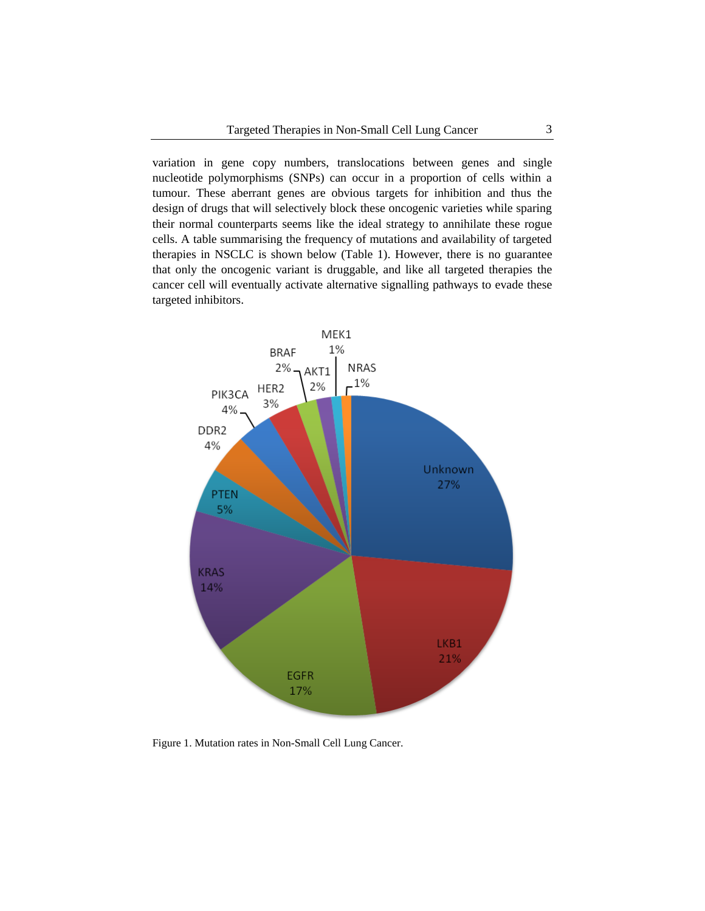variation in gene copy numbers, translocations between genes and single nucleotide polymorphisms (SNPs) can occur in a proportion of cells within a tumour. These aberrant genes are obvious targets for inhibition and thus the design of drugs that will selectively block these oncogenic varieties while sparing their normal counterparts seems like the ideal strategy to annihilate these rogue cells. A table summarising the frequency of mutations and availability of targeted therapies in NSCLC is shown below (Table 1). However, there is no guarantee that only the oncogenic variant is druggable, and like all targeted therapies the cancer cell will eventually activate alternative signalling pathways to evade these targeted inhibitors.

Figure 1. Mutation rates in Non-Small Cell Lung Cancer.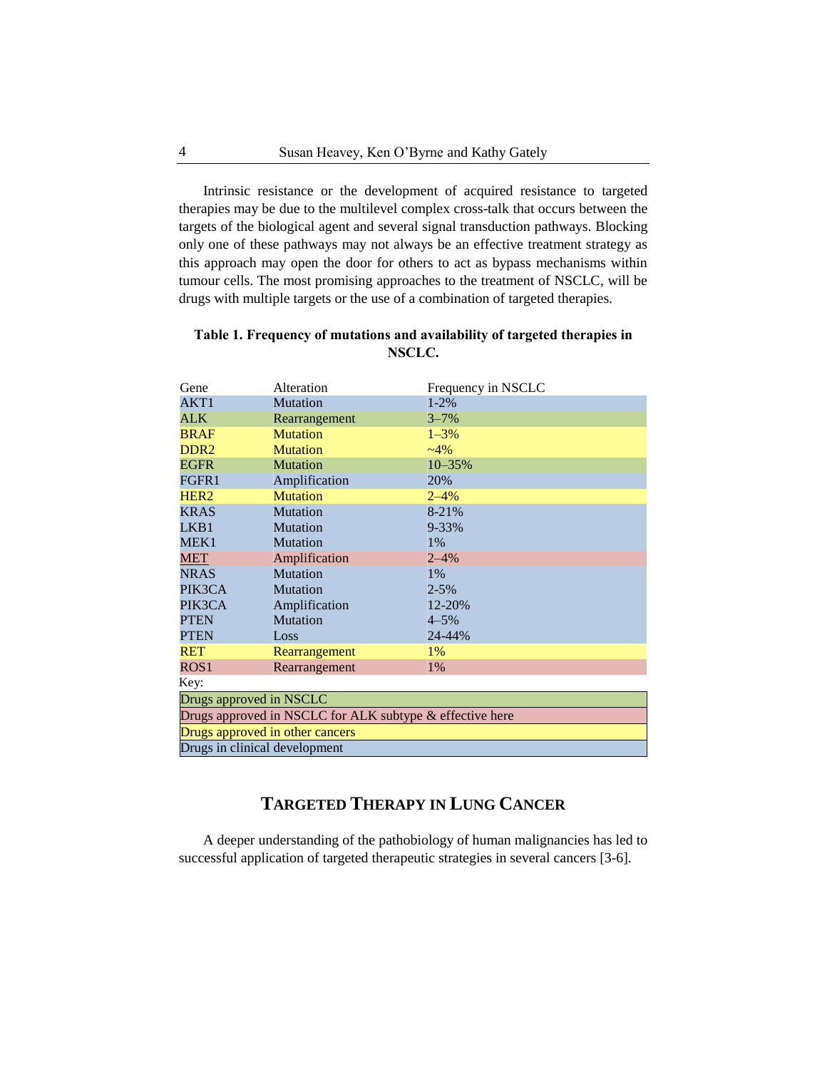Intrinsic resistance or the development of acquired resistance to targeted therapies may be due to the multilevel complex cross-talk that occurs between the targets of the biological agent and several signal transduction pathways. Blocking only one of these pathways may not always be an effective treatment strategy as this approach may open the door for others to act as bypass mechanisms within tumour cells. The most promising approaches to the treatment of NSCLC, will be drugs with multiple targets or the use of a combination of targeted therapies.

**Table 1. Frequency of mutations and availability of targeted therapies in NSCLC.**

| Gene | Alteration | Frequency in NSCLC |
|---|---|---|
| AKT1 | Mutation | 1-2% |
| ALK | Rearrangement | 3–7% |
| BRAF | Mutation | 1–3% |
| DDR2 | Mutation | ~4% |
| EGFR | Mutation | 10–35% |
| FGFR1 | Amplification | 20% |
| HER2 | Mutation | 2–4% |
| KRAS | Mutation | 8-21% |
| LKB1 | Mutation | 9-33% |
| MEK1 | Mutation | 1% |
| MET | Amplification | 2–4% |
| NRAS | Mutation | 1% |
| PIK3CA | Mutation | 2-5% |
| PIK3CA | Amplification | 12-20% |
| PTEN | Mutation | 4–5% |
| PTEN | Loss | 24-44% |
| RET | Rearrangement | 1% |
| ROS1 | Rearrangement | 1% |

Key:

- Drugs approved in NSCLC (ALK, EGFR)
- Drugs approved in NSCLC for ALK subtype & effective here (MET, ROS1)
- Drugs approved in other cancers (BRAF, DDR2, HER2, RET)
- Drugs in clinical development (AKT1, FGFR1, KRAS, LKB1, MEK1, NRAS, PIK3CA, PTEN)

## Targeted Therapy in Lung Cancer

A deeper understanding of the pathobiology of human malignancies has led to successful application of targeted therapeutic strategies in several cancers [3-6].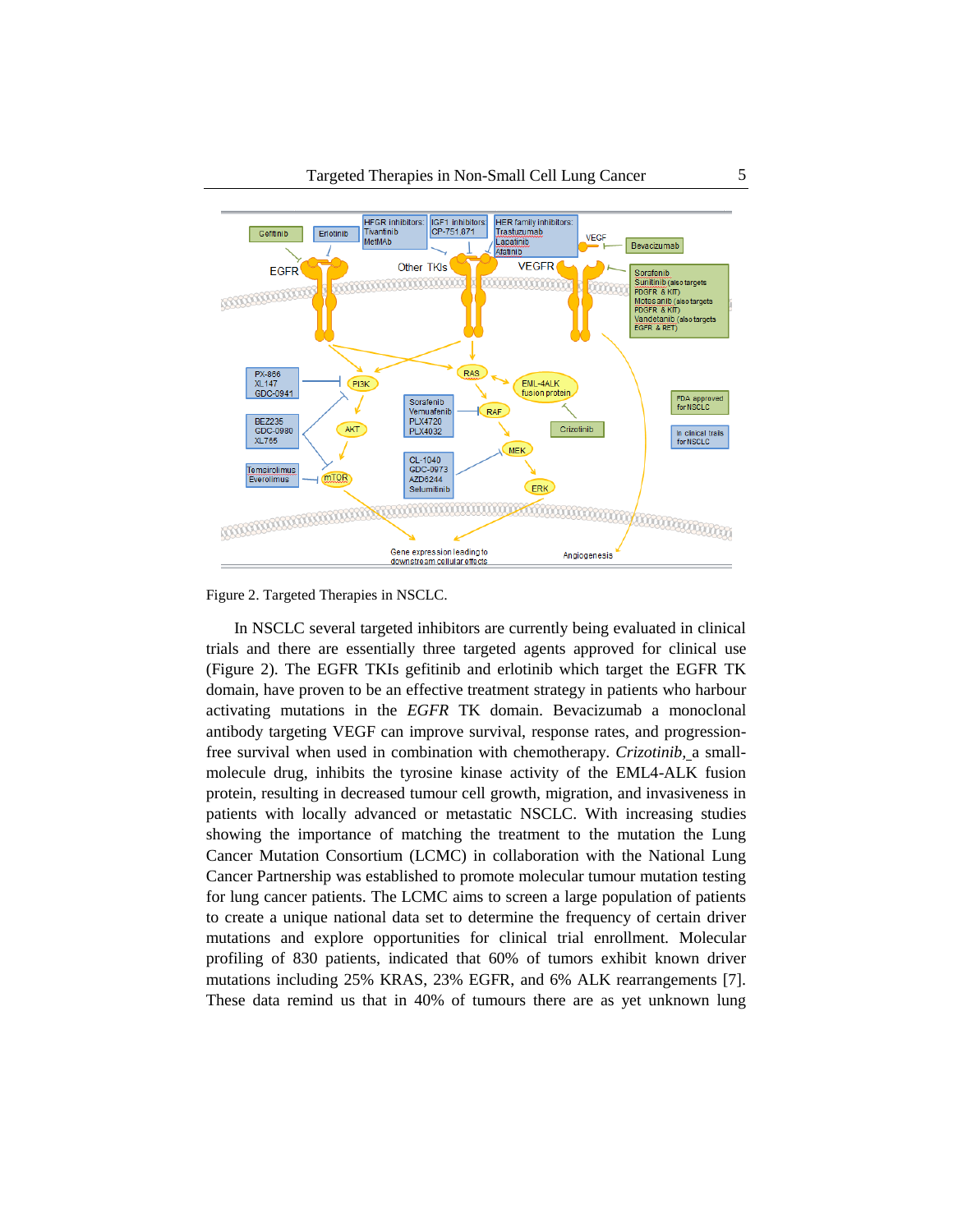Figure 2. Targeted Therapies in NSCLC.

In NSCLC several targeted inhibitors are currently being evaluated in clinical trials and there are essentially three targeted agents approved for clinical use (Figure 2). The EGFR TKIs gefitinib and erlotinib which target the EGFR TK domain, have proven to be an effective treatment strategy in patients who harbour activating mutations in the *EGFR* TK domain. Bevacizumab a monoclonal antibody targeting VEGF can improve survival, response rates, and progression-free survival when used in combination with chemotherapy. *Crizotinib,* a small-molecule drug, inhibits the tyrosine kinase activity of the EML4-ALK fusion protein, resulting in decreased tumour cell growth, migration, and invasiveness in patients with locally advanced or metastatic NSCLC. With increasing studies showing the importance of matching the treatment to the mutation the Lung Cancer Mutation Consortium (LCMC) in collaboration with the National Lung Cancer Partnership was established to promote molecular tumour mutation testing for lung cancer patients. The LCMC aims to screen a large population of patients to create a unique national data set to determine the frequency of certain driver mutations and explore opportunities for clinical trial enrollment. Molecular profiling of 830 patients, indicated that 60% of tumors exhibit known driver mutations including 25% KRAS, 23% EGFR, and 6% ALK rearrangements [7]. These data remind us that in 40% of tumours there are as yet unknown lung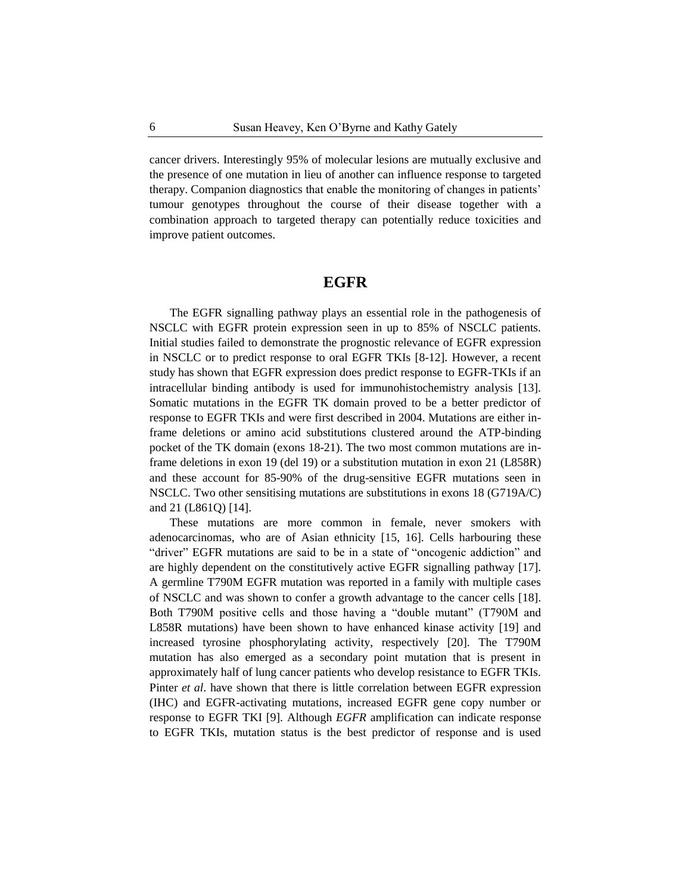cancer drivers. Interestingly 95% of molecular lesions are mutually exclusive and the presence of one mutation in lieu of another can influence response to targeted therapy. Companion diagnostics that enable the monitoring of changes in patients' tumour genotypes throughout the course of their disease together with a combination approach to targeted therapy can potentially reduce toxicities and improve patient outcomes.

## EGFR

The EGFR signalling pathway plays an essential role in the pathogenesis of NSCLC with EGFR protein expression seen in up to 85% of NSCLC patients. Initial studies failed to demonstrate the prognostic relevance of EGFR expression in NSCLC or to predict response to oral EGFR TKIs [8-12]. However, a recent study has shown that EGFR expression does predict response to EGFR-TKIs if an intracellular binding antibody is used for immunohistochemistry analysis [13]. Somatic mutations in the EGFR TK domain proved to be a better predictor of response to EGFR TKIs and were first described in 2004. Mutations are either in-frame deletions or amino acid substitutions clustered around the ATP-binding pocket of the TK domain (exons 18-21). The two most common mutations are in-frame deletions in exon 19 (del 19) or a substitution mutation in exon 21 (L858R) and these account for 85-90% of the drug-sensitive EGFR mutations seen in NSCLC. Two other sensitising mutations are substitutions in exons 18 (G719A/C) and 21 (L861Q) [14].

These mutations are more common in female, never smokers with adenocarcinomas, who are of Asian ethnicity [15, 16]. Cells harbouring these "driver" EGFR mutations are said to be in a state of "oncogenic addiction" and are highly dependent on the constitutively active EGFR signalling pathway [17]. A germline T790M EGFR mutation was reported in a family with multiple cases of NSCLC and was shown to confer a growth advantage to the cancer cells [18]. Both T790M positive cells and those having a "double mutant" (T790M and L858R mutations) have been shown to have enhanced kinase activity [19] and increased tyrosine phosphorylating activity, respectively [20]. The T790M mutation has also emerged as a secondary point mutation that is present in approximately half of lung cancer patients who develop resistance to EGFR TKIs. Pinter *et al*. have shown that there is little correlation between EGFR expression (IHC) and EGFR-activating mutations, increased EGFR gene copy number or response to EGFR TKI [9]. Although *EGFR* amplification can indicate response to EGFR TKIs, mutation status is the best predictor of response and is used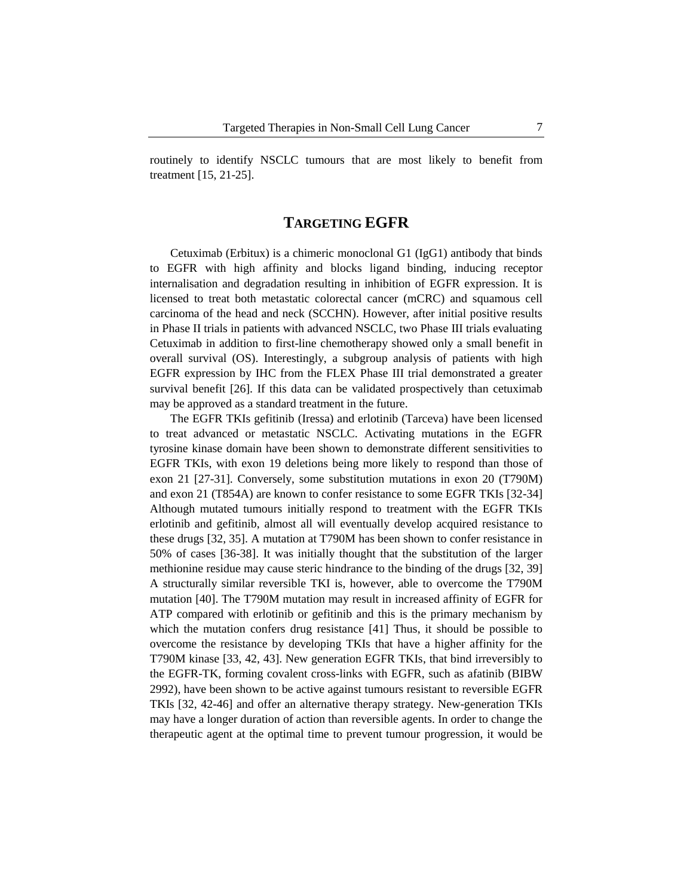routinely to identify NSCLC tumours that are most likely to benefit from treatment [15, 21-25].

## TARGETING EGFR

Cetuximab (Erbitux) is a chimeric monoclonal G1 (IgG1) antibody that binds to EGFR with high affinity and blocks ligand binding, inducing receptor internalisation and degradation resulting in inhibition of EGFR expression. It is licensed to treat both metastatic colorectal cancer (mCRC) and squamous cell carcinoma of the head and neck (SCCHN). However, after initial positive results in Phase II trials in patients with advanced NSCLC, two Phase III trials evaluating Cetuximab in addition to first-line chemotherapy showed only a small benefit in overall survival (OS). Interestingly, a subgroup analysis of patients with high EGFR expression by IHC from the FLEX Phase III trial demonstrated a greater survival benefit [26]. If this data can be validated prospectively than cetuximab may be approved as a standard treatment in the future.

The EGFR TKIs gefitinib (Iressa) and erlotinib (Tarceva) have been licensed to treat advanced or metastatic NSCLC. Activating mutations in the EGFR tyrosine kinase domain have been shown to demonstrate different sensitivities to EGFR TKIs, with exon 19 deletions being more likely to respond than those of exon 21 [27-31]. Conversely, some substitution mutations in exon 20 (T790M) and exon 21 (T854A) are known to confer resistance to some EGFR TKIs [32-34] Although mutated tumours initially respond to treatment with the EGFR TKIs erlotinib and gefitinib, almost all will eventually develop acquired resistance to these drugs [32, 35]. A mutation at T790M has been shown to confer resistance in 50% of cases [36-38]. It was initially thought that the substitution of the larger methionine residue may cause steric hindrance to the binding of the drugs [32, 39] A structurally similar reversible TKI is, however, able to overcome the T790M mutation [40]. The T790M mutation may result in increased affinity of EGFR for ATP compared with erlotinib or gefitinib and this is the primary mechanism by which the mutation confers drug resistance [41] Thus, it should be possible to overcome the resistance by developing TKIs that have a higher affinity for the T790M kinase [33, 42, 43]. New generation EGFR TKIs, that bind irreversibly to the EGFR-TK, forming covalent cross-links with EGFR, such as afatinib (BIBW 2992), have been shown to be active against tumours resistant to reversible EGFR TKIs [32, 42-46] and offer an alternative therapy strategy. New-generation TKIs may have a longer duration of action than reversible agents. In order to change the therapeutic agent at the optimal time to prevent tumour progression, it would be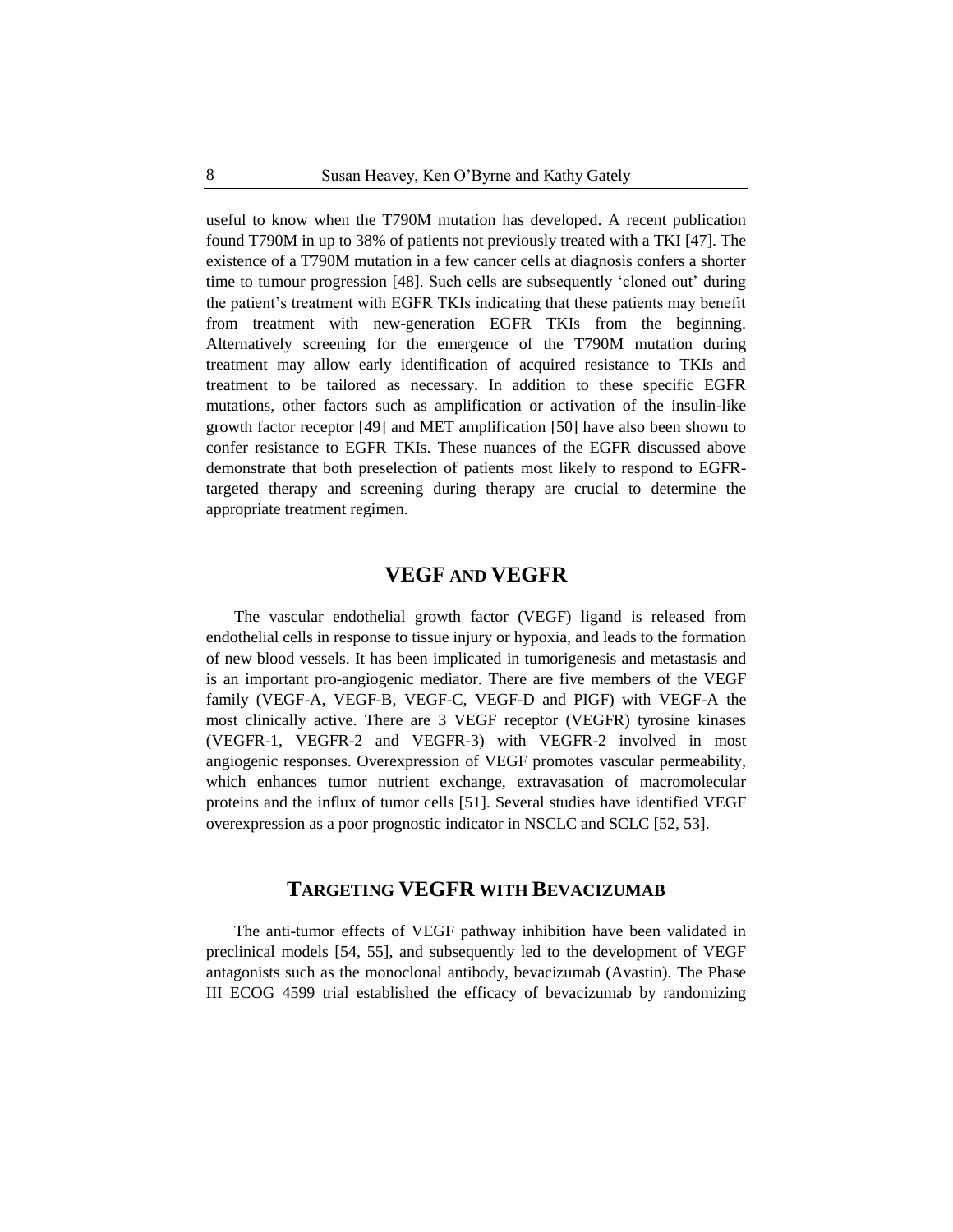useful to know when the T790M mutation has developed. A recent publication found T790M in up to 38% of patients not previously treated with a TKI [47]. The existence of a T790M mutation in a few cancer cells at diagnosis confers a shorter time to tumour progression [48]. Such cells are subsequently 'cloned out' during the patient's treatment with EGFR TKIs indicating that these patients may benefit from treatment with new-generation EGFR TKIs from the beginning. Alternatively screening for the emergence of the T790M mutation during treatment may allow early identification of acquired resistance to TKIs and treatment to be tailored as necessary. In addition to these specific EGFR mutations, other factors such as amplification or activation of the insulin-like growth factor receptor [49] and MET amplification [50] have also been shown to confer resistance to EGFR TKIs. These nuances of the EGFR discussed above demonstrate that both preselection of patients most likely to respond to EGFR-targeted therapy and screening during therapy are crucial to determine the appropriate treatment regimen.

## VEGF AND VEGFR

The vascular endothelial growth factor (VEGF) ligand is released from endothelial cells in response to tissue injury or hypoxia, and leads to the formation of new blood vessels. It has been implicated in tumorigenesis and metastasis and is an important pro-angiogenic mediator. There are five members of the VEGF family (VEGF-A, VEGF-B, VEGF-C, VEGF-D and PIGF) with VEGF-A the most clinically active. There are 3 VEGF receptor (VEGFR) tyrosine kinases (VEGFR-1, VEGFR-2 and VEGFR-3) with VEGFR-2 involved in most angiogenic responses. Overexpression of VEGF promotes vascular permeability, which enhances tumor nutrient exchange, extravasation of macromolecular proteins and the influx of tumor cells [51]. Several studies have identified VEGF overexpression as a poor prognostic indicator in NSCLC and SCLC [52, 53].

## TARGETING VEGFR WITH BEVACIZUMAB

The anti-tumor effects of VEGF pathway inhibition have been validated in preclinical models [54, 55], and subsequently led to the development of VEGF antagonists such as the monoclonal antibody, bevacizumab (Avastin). The Phase III ECOG 4599 trial established the efficacy of bevacizumab by randomizing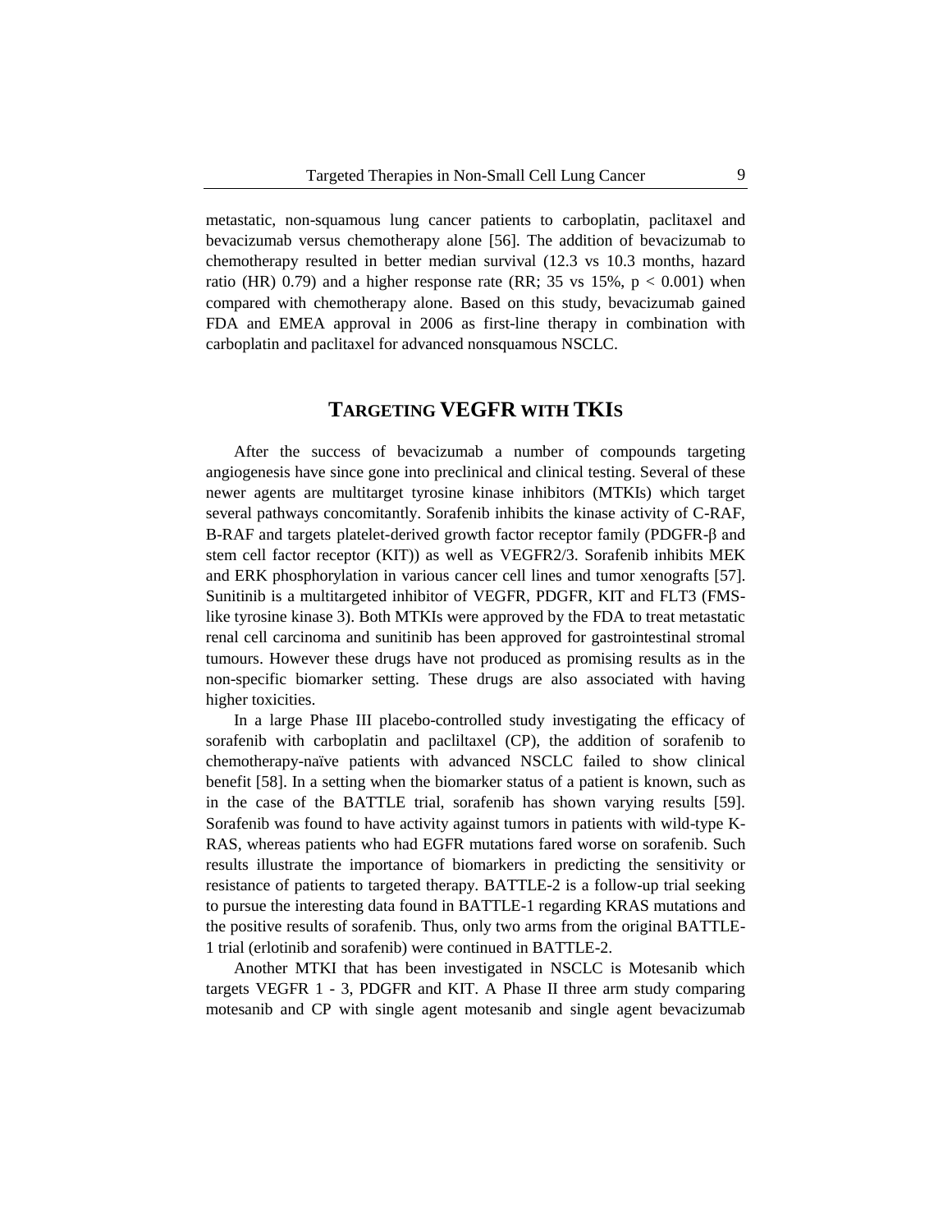metastatic, non-squamous lung cancer patients to carboplatin, paclitaxel and bevacizumab versus chemotherapy alone [56]. The addition of bevacizumab to chemotherapy resulted in better median survival (12.3 vs 10.3 months, hazard ratio (HR) 0.79) and a higher response rate (RR; 35 vs 15%, $p < 0.001$) when compared with chemotherapy alone. Based on this study, bevacizumab gained FDA and EMEA approval in 2006 as first-line therapy in combination with carboplatin and paclitaxel for advanced nonsquamous NSCLC.

## TARGETING VEGFR WITH TKIS

After the success of bevacizumab a number of compounds targeting angiogenesis have since gone into preclinical and clinical testing. Several of these newer agents are multitarget tyrosine kinase inhibitors (MTKIs) which target several pathways concomitantly. Sorafenib inhibits the kinase activity of C-RAF, B-RAF and targets platelet-derived growth factor receptor family (PDGFR-β and stem cell factor receptor (KIT)) as well as VEGFR2/3. Sorafenib inhibits MEK and ERK phosphorylation in various cancer cell lines and tumor xenografts [57]. Sunitinib is a multitargeted inhibitor of VEGFR, PDGFR, KIT and FLT3 (FMS-like tyrosine kinase 3). Both MTKIs were approved by the FDA to treat metastatic renal cell carcinoma and sunitinib has been approved for gastrointestinal stromal tumours. However these drugs have not produced as promising results as in the non-specific biomarker setting. These drugs are also associated with having higher toxicities.

In a large Phase III placebo-controlled study investigating the efficacy of sorafenib with carboplatin and pacliltaxel (CP), the addition of sorafenib to chemotherapy-naïve patients with advanced NSCLC failed to show clinical benefit [58]. In a setting when the biomarker status of a patient is known, such as in the case of the BATTLE trial, sorafenib has shown varying results [59]. Sorafenib was found to have activity against tumors in patients with wild-type K-RAS, whereas patients who had EGFR mutations fared worse on sorafenib. Such results illustrate the importance of biomarkers in predicting the sensitivity or resistance of patients to targeted therapy. BATTLE-2 is a follow-up trial seeking to pursue the interesting data found in BATTLE-1 regarding KRAS mutations and the positive results of sorafenib. Thus, only two arms from the original BATTLE-1 trial (erlotinib and sorafenib) were continued in BATTLE-2.

Another MTKI that has been investigated in NSCLC is Motesanib which targets VEGFR 1 - 3, PDGFR and KIT. A Phase II three arm study comparing motesanib and CP with single agent motesanib and single agent bevacizumab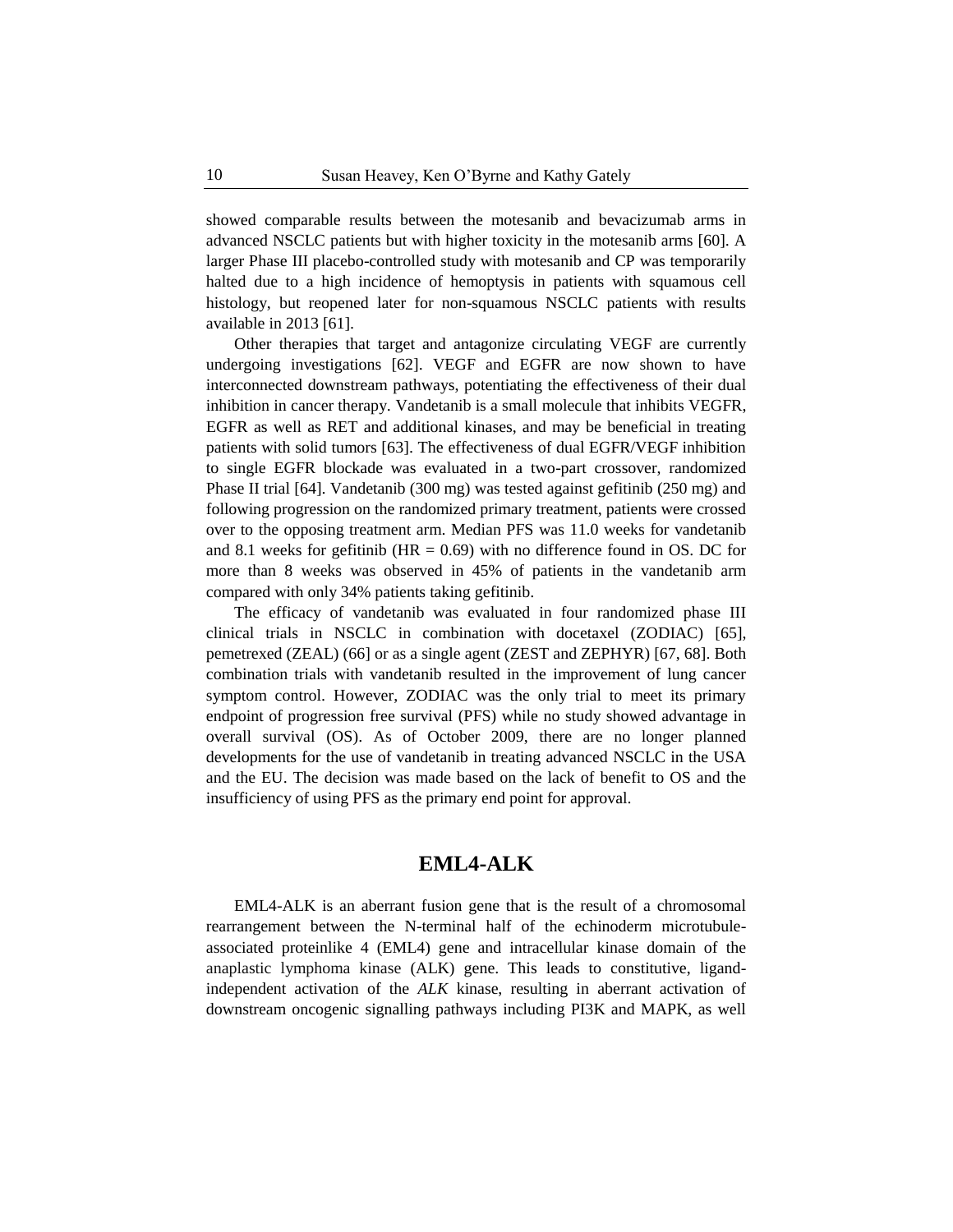showed comparable results between the motesanib and bevacizumab arms in advanced NSCLC patients but with higher toxicity in the motesanib arms [60]. A larger Phase III placebo-controlled study with motesanib and CP was temporarily halted due to a high incidence of hemoptysis in patients with squamous cell histology, but reopened later for non-squamous NSCLC patients with results available in 2013 [61].

Other therapies that target and antagonize circulating VEGF are currently undergoing investigations [62]. VEGF and EGFR are now shown to have interconnected downstream pathways, potentiating the effectiveness of their dual inhibition in cancer therapy. Vandetanib is a small molecule that inhibits VEGFR, EGFR as well as RET and additional kinases, and may be beneficial in treating patients with solid tumors [63]. The effectiveness of dual EGFR/VEGF inhibition to single EGFR blockade was evaluated in a two-part crossover, randomized Phase II trial [64]. Vandetanib (300 mg) was tested against gefitinib (250 mg) and following progression on the randomized primary treatment, patients were crossed over to the opposing treatment arm. Median PFS was 11.0 weeks for vandetanib and 8.1 weeks for gefitinib (HR = 0.69) with no difference found in OS. DC for more than 8 weeks was observed in 45% of patients in the vandetanib arm compared with only 34% patients taking gefitinib.

The efficacy of vandetanib was evaluated in four randomized phase III clinical trials in NSCLC in combination with docetaxel (ZODIAC) [65], pemetrexed (ZEAL) (66] or as a single agent (ZEST and ZEPHYR) [67, 68]. Both combination trials with vandetanib resulted in the improvement of lung cancer symptom control. However, ZODIAC was the only trial to meet its primary endpoint of progression free survival (PFS) while no study showed advantage in overall survival (OS). As of October 2009, there are no longer planned developments for the use of vandetanib in treating advanced NSCLC in the USA and the EU. The decision was made based on the lack of benefit to OS and the insufficiency of using PFS as the primary end point for approval.

## EML4-ALK

EML4-ALK is an aberrant fusion gene that is the result of a chromosomal rearrangement between the N-terminal half of the echinoderm microtubule-associated proteinlike 4 (EML4) gene and intracellular kinase domain of the anaplastic lymphoma kinase (ALK) gene. This leads to constitutive, ligand-independent activation of the *ALK* kinase, resulting in aberrant activation of downstream oncogenic signalling pathways including PI3K and MAPK, as well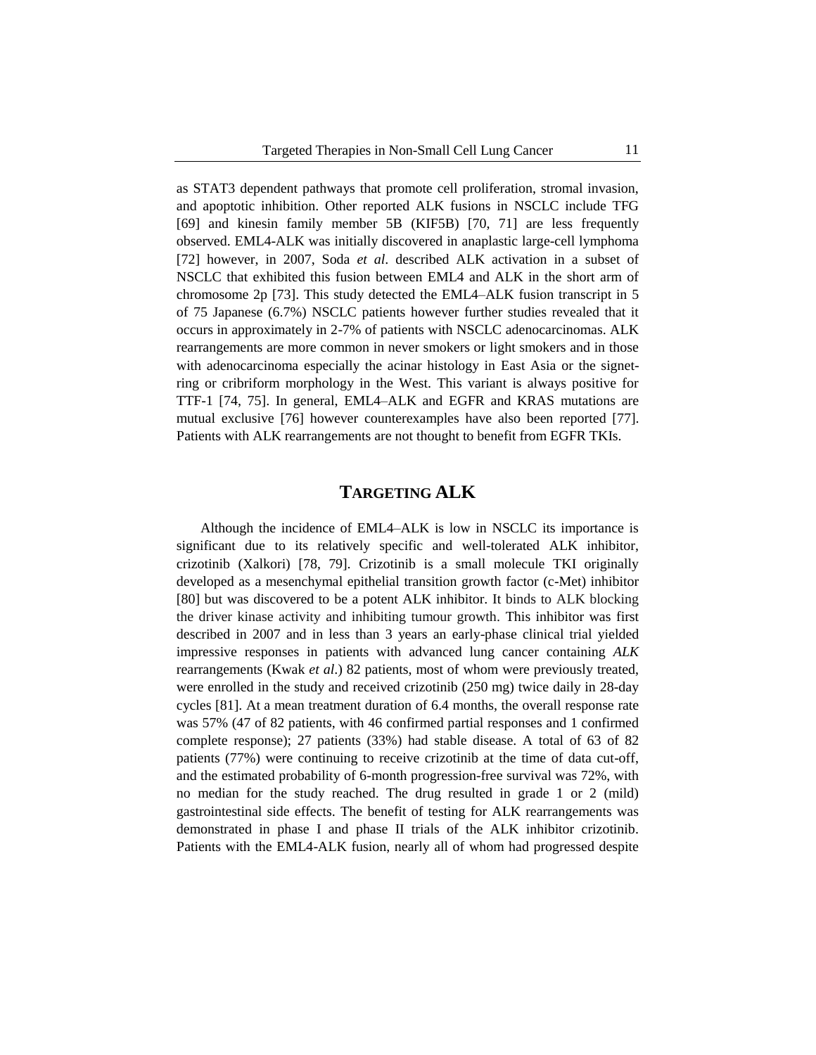as STAT3 dependent pathways that promote cell proliferation, stromal invasion, and apoptotic inhibition. Other reported ALK fusions in NSCLC include TFG [69] and kinesin family member 5B (KIF5B) [70, 71] are less frequently observed. EML4-ALK was initially discovered in anaplastic large-cell lymphoma [72] however, in 2007, Soda *et al*. described ALK activation in a subset of NSCLC that exhibited this fusion between EML4 and ALK in the short arm of chromosome 2p [73]. This study detected the EML4–ALK fusion transcript in 5 of 75 Japanese (6.7%) NSCLC patients however further studies revealed that it occurs in approximately in 2-7% of patients with NSCLC adenocarcinomas. ALK rearrangements are more common in never smokers or light smokers and in those with adenocarcinoma especially the acinar histology in East Asia or the signet-ring or cribriform morphology in the West. This variant is always positive for TTF-1 [74, 75]. In general, EML4–ALK and EGFR and KRAS mutations are mutual exclusive [76] however counterexamples have also been reported [77]. Patients with ALK rearrangements are not thought to benefit from EGFR TKIs.

## TARGETING ALK

Although the incidence of EML4–ALK is low in NSCLC its importance is significant due to its relatively specific and well-tolerated ALK inhibitor, crizotinib (Xalkori) [78, 79]. Crizotinib is a small molecule TKI originally developed as a mesenchymal epithelial transition growth factor (c-Met) inhibitor [80] but was discovered to be a potent ALK inhibitor. It binds to ALK blocking the driver kinase activity and inhibiting tumour growth. This inhibitor was first described in 2007 and in less than 3 years an early-phase clinical trial yielded impressive responses in patients with advanced lung cancer containing *ALK* rearrangements (Kwak *et al*.) 82 patients, most of whom were previously treated, were enrolled in the study and received crizotinib (250 mg) twice daily in 28-day cycles [81]. At a mean treatment duration of 6.4 months, the overall response rate was 57% (47 of 82 patients, with 46 confirmed partial responses and 1 confirmed complete response); 27 patients (33%) had stable disease. A total of 63 of 82 patients (77%) were continuing to receive crizotinib at the time of data cut-off, and the estimated probability of 6-month progression-free survival was 72%, with no median for the study reached. The drug resulted in grade 1 or 2 (mild) gastrointestinal side effects. The benefit of testing for ALK rearrangements was demonstrated in phase I and phase II trials of the ALK inhibitor crizotinib. Patients with the EML4-ALK fusion, nearly all of whom had progressed despite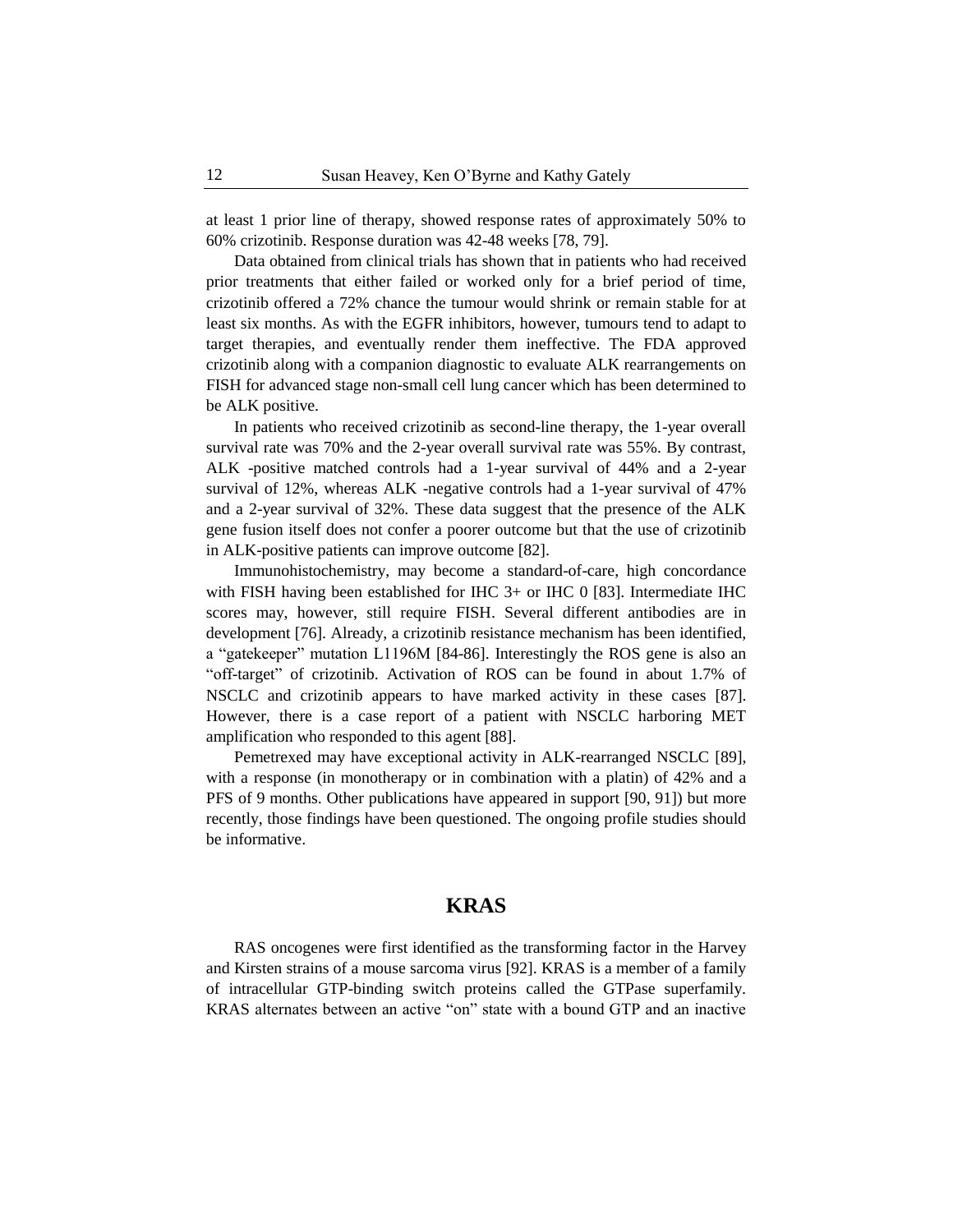at least 1 prior line of therapy, showed response rates of approximately 50% to 60% crizotinib. Response duration was 42-48 weeks [78, 79].

Data obtained from clinical trials has shown that in patients who had received prior treatments that either failed or worked only for a brief period of time, crizotinib offered a 72% chance the tumour would shrink or remain stable for at least six months. As with the EGFR inhibitors, however, tumours tend to adapt to target therapies, and eventually render them ineffective. The FDA approved crizotinib along with a companion diagnostic to evaluate ALK rearrangements on FISH for advanced stage non-small cell lung cancer which has been determined to be ALK positive.

In patients who received crizotinib as second-line therapy, the 1-year overall survival rate was 70% and the 2-year overall survival rate was 55%. By contrast, ALK -positive matched controls had a 1-year survival of 44% and a 2-year survival of 12%, whereas ALK -negative controls had a 1-year survival of 47% and a 2-year survival of 32%. These data suggest that the presence of the ALK gene fusion itself does not confer a poorer outcome but that the use of crizotinib in ALK-positive patients can improve outcome [82].

Immunohistochemistry, may become a standard-of-care, high concordance with FISH having been established for IHC 3+ or IHC 0 [83]. Intermediate IHC scores may, however, still require FISH. Several different antibodies are in development [76]. Already, a crizotinib resistance mechanism has been identified, a "gatekeeper" mutation L1196M [84-86]. Interestingly the ROS gene is also an "off-target" of crizotinib. Activation of ROS can be found in about 1.7% of NSCLC and crizotinib appears to have marked activity in these cases [87]. However, there is a case report of a patient with NSCLC harboring MET amplification who responded to this agent [88].

Pemetrexed may have exceptional activity in ALK-rearranged NSCLC [89], with a response (in monotherapy or in combination with a platin) of 42% and a PFS of 9 months. Other publications have appeared in support [90, 91]) but more recently, those findings have been questioned. The ongoing profile studies should be informative.

## KRAS

RAS oncogenes were first identified as the transforming factor in the Harvey and Kirsten strains of a mouse sarcoma virus [92]. KRAS is a member of a family of intracellular GTP-binding switch proteins called the GTPase superfamily. KRAS alternates between an active "on" state with a bound GTP and an inactive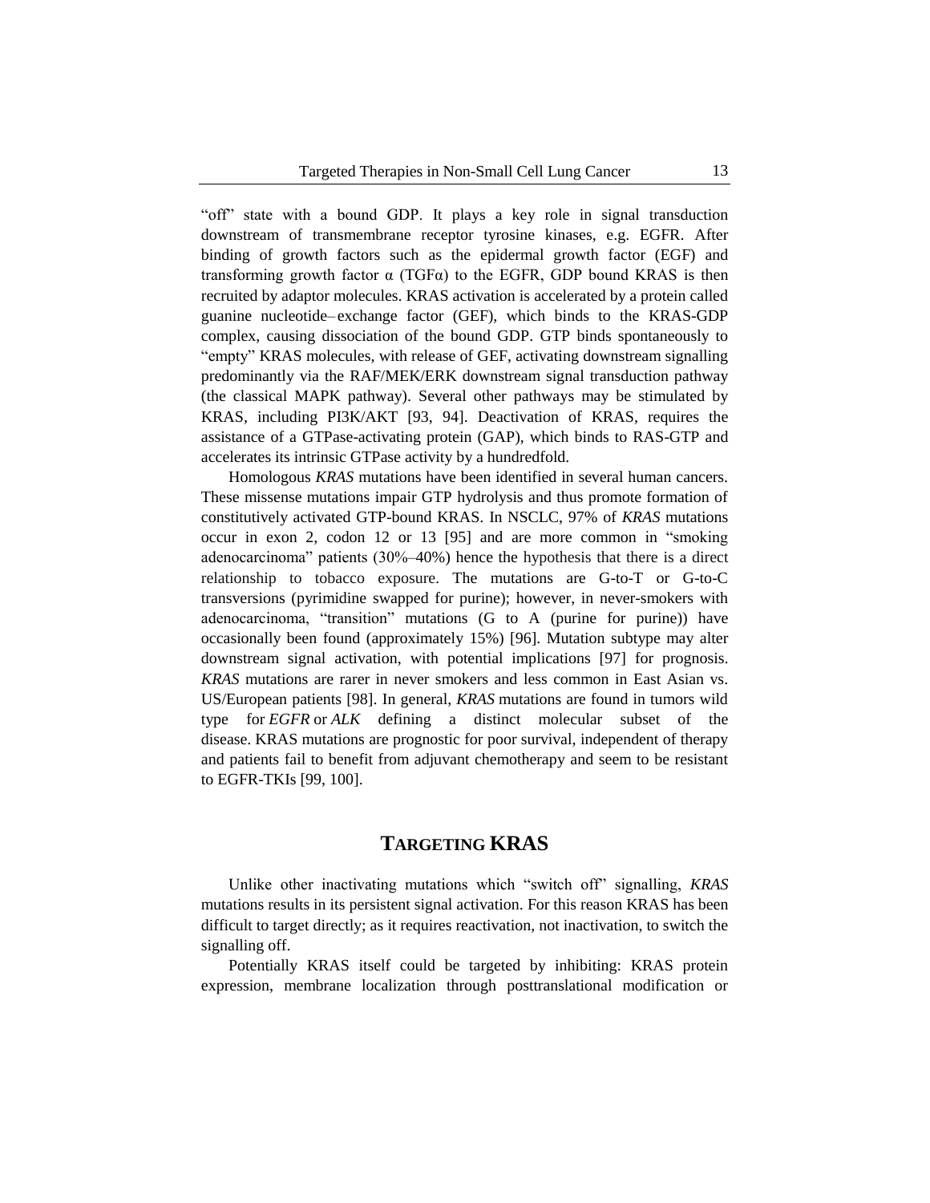"off" state with a bound GDP. It plays a key role in signal transduction downstream of transmembrane receptor tyrosine kinases, e.g. EGFR. After binding of growth factors such as the epidermal growth factor (EGF) and transforming growth factor α (TGFα) to the EGFR, GDP bound KRAS is then recruited by adaptor molecules. KRAS activation is accelerated by a protein called guanine nucleotide–exchange factor (GEF), which binds to the KRAS-GDP complex, causing dissociation of the bound GDP. GTP binds spontaneously to "empty" KRAS molecules, with release of GEF, activating downstream signalling predominantly via the RAF/MEK/ERK downstream signal transduction pathway (the classical MAPK pathway). Several other pathways may be stimulated by KRAS, including PI3K/AKT [93, 94]. Deactivation of KRAS, requires the assistance of a GTPase-activating protein (GAP), which binds to RAS-GTP and accelerates its intrinsic GTPase activity by a hundredfold.

Homologous *KRAS* mutations have been identified in several human cancers. These missense mutations impair GTP hydrolysis and thus promote formation of constitutively activated GTP-bound KRAS. In NSCLC, 97% of *KRAS* mutations occur in exon 2, codon 12 or 13 [95] and are more common in "smoking adenocarcinoma" patients (30%–40%) hence the hypothesis that there is a direct relationship to tobacco exposure. The mutations are G-to-T or G-to-C transversions (pyrimidine swapped for purine); however, in never-smokers with adenocarcinoma, "transition" mutations (G to A (purine for purine)) have occasionally been found (approximately 15%) [96]. Mutation subtype may alter downstream signal activation, with potential implications [97] for prognosis. *KRAS* mutations are rarer in never smokers and less common in East Asian vs. US/European patients [98]. In general, *KRAS* mutations are found in tumors wild type for *EGFR* or *ALK* defining a distinct molecular subset of the disease. KRAS mutations are prognostic for poor survival, independent of therapy and patients fail to benefit from adjuvant chemotherapy and seem to be resistant to EGFR-TKIs [99, 100].

## TARGETING KRAS

Unlike other inactivating mutations which "switch off" signalling, *KRAS* mutations results in its persistent signal activation. For this reason KRAS has been difficult to target directly; as it requires reactivation, not inactivation, to switch the signalling off.

Potentially KRAS itself could be targeted by inhibiting: KRAS protein expression, membrane localization through posttranslational modification or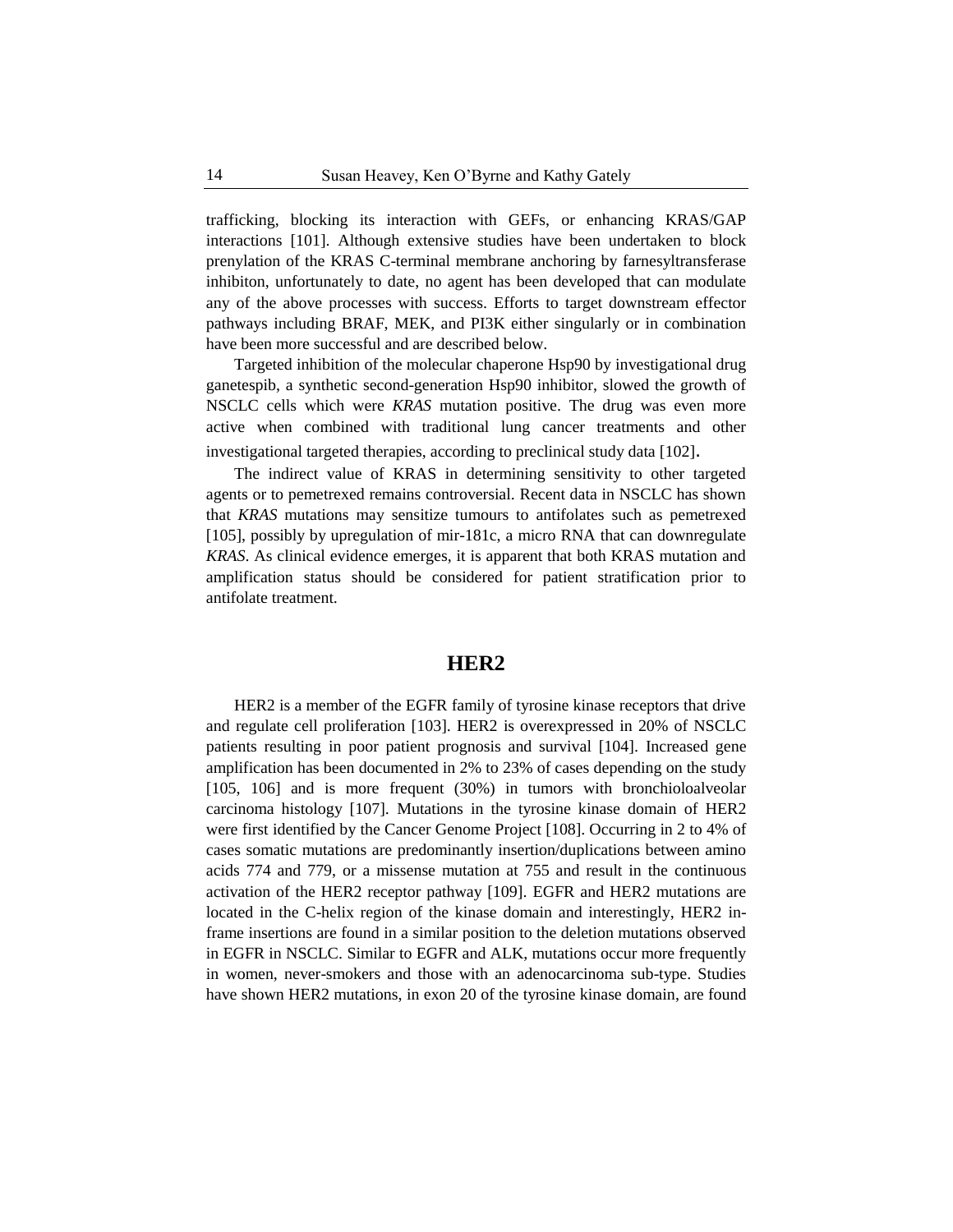trafficking, blocking its interaction with GEFs, or enhancing KRAS/GAP interactions [101]. Although extensive studies have been undertaken to block prenylation of the KRAS C-terminal membrane anchoring by farnesyltransferase inhibiton, unfortunately to date, no agent has been developed that can modulate any of the above processes with success. Efforts to target downstream effector pathways including BRAF, MEK, and PI3K either singularly or in combination have been more successful and are described below.

Targeted inhibition of the molecular chaperone Hsp90 by investigational drug ganetespib, a synthetic second-generation Hsp90 inhibitor, slowed the growth of NSCLC cells which were *KRAS* mutation positive. The drug was even more active when combined with traditional lung cancer treatments and other investigational targeted therapies, according to preclinical study data [102].

The indirect value of KRAS in determining sensitivity to other targeted agents or to pemetrexed remains controversial. Recent data in NSCLC has shown that *KRAS* mutations may sensitize tumours to antifolates such as pemetrexed [105], possibly by upregulation of mir-181c, a micro RNA that can downregulate *KRAS*. As clinical evidence emerges, it is apparent that both KRAS mutation and amplification status should be considered for patient stratification prior to antifolate treatment.

## HER2

HER2 is a member of the EGFR family of tyrosine kinase receptors that drive and regulate cell proliferation [103]. HER2 is overexpressed in 20% of NSCLC patients resulting in poor patient prognosis and survival [104]. Increased gene amplification has been documented in 2% to 23% of cases depending on the study [105, 106] and is more frequent (30%) in tumors with bronchioloalveolar carcinoma histology [107]. Mutations in the tyrosine kinase domain of HER2 were first identified by the Cancer Genome Project [108]. Occurring in 2 to 4% of cases somatic mutations are predominantly insertion/duplications between amino acids 774 and 779, or a missense mutation at 755 and result in the continuous activation of the HER2 receptor pathway [109]. EGFR and HER2 mutations are located in the C-helix region of the kinase domain and interestingly, HER2 in-frame insertions are found in a similar position to the deletion mutations observed in EGFR in NSCLC. Similar to EGFR and ALK, mutations occur more frequently in women, never-smokers and those with an adenocarcinoma sub-type. Studies have shown HER2 mutations, in exon 20 of the tyrosine kinase domain, are found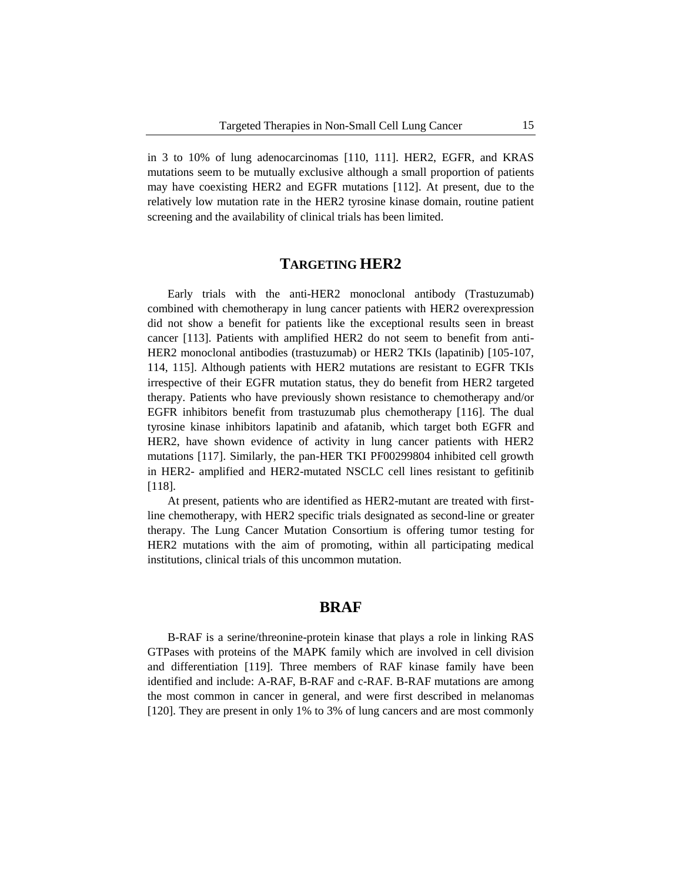in 3 to 10% of lung adenocarcinomas [110, 111]. HER2, EGFR, and KRAS mutations seem to be mutually exclusive although a small proportion of patients may have coexisting HER2 and EGFR mutations [112]. At present, due to the relatively low mutation rate in the HER2 tyrosine kinase domain, routine patient screening and the availability of clinical trials has been limited.

## Targeting HER2

Early trials with the anti-HER2 monoclonal antibody (Trastuzumab) combined with chemotherapy in lung cancer patients with HER2 overexpression did not show a benefit for patients like the exceptional results seen in breast cancer [113]. Patients with amplified HER2 do not seem to benefit from anti-HER2 monoclonal antibodies (trastuzumab) or HER2 TKIs (lapatinib) [105-107, 114, 115]. Although patients with HER2 mutations are resistant to EGFR TKIs irrespective of their EGFR mutation status, they do benefit from HER2 targeted therapy. Patients who have previously shown resistance to chemotherapy and/or EGFR inhibitors benefit from trastuzumab plus chemotherapy [116]. The dual tyrosine kinase inhibitors lapatinib and afatanib, which target both EGFR and HER2, have shown evidence of activity in lung cancer patients with HER2 mutations [117]. Similarly, the pan-HER TKI PF00299804 inhibited cell growth in HER2- amplified and HER2-mutated NSCLC cell lines resistant to gefitinib [118].

At present, patients who are identified as HER2-mutant are treated with first-line chemotherapy, with HER2 specific trials designated as second-line or greater therapy. The Lung Cancer Mutation Consortium is offering tumor testing for HER2 mutations with the aim of promoting, within all participating medical institutions, clinical trials of this uncommon mutation.

## BRAF

B-RAF is a serine/threonine-protein kinase that plays a role in linking RAS GTPases with proteins of the MAPK family which are involved in cell division and differentiation [119]. Three members of RAF kinase family have been identified and include: A-RAF, B-RAF and c-RAF. B-RAF mutations are among the most common in cancer in general, and were first described in melanomas [120]. They are present in only 1% to 3% of lung cancers and are most commonly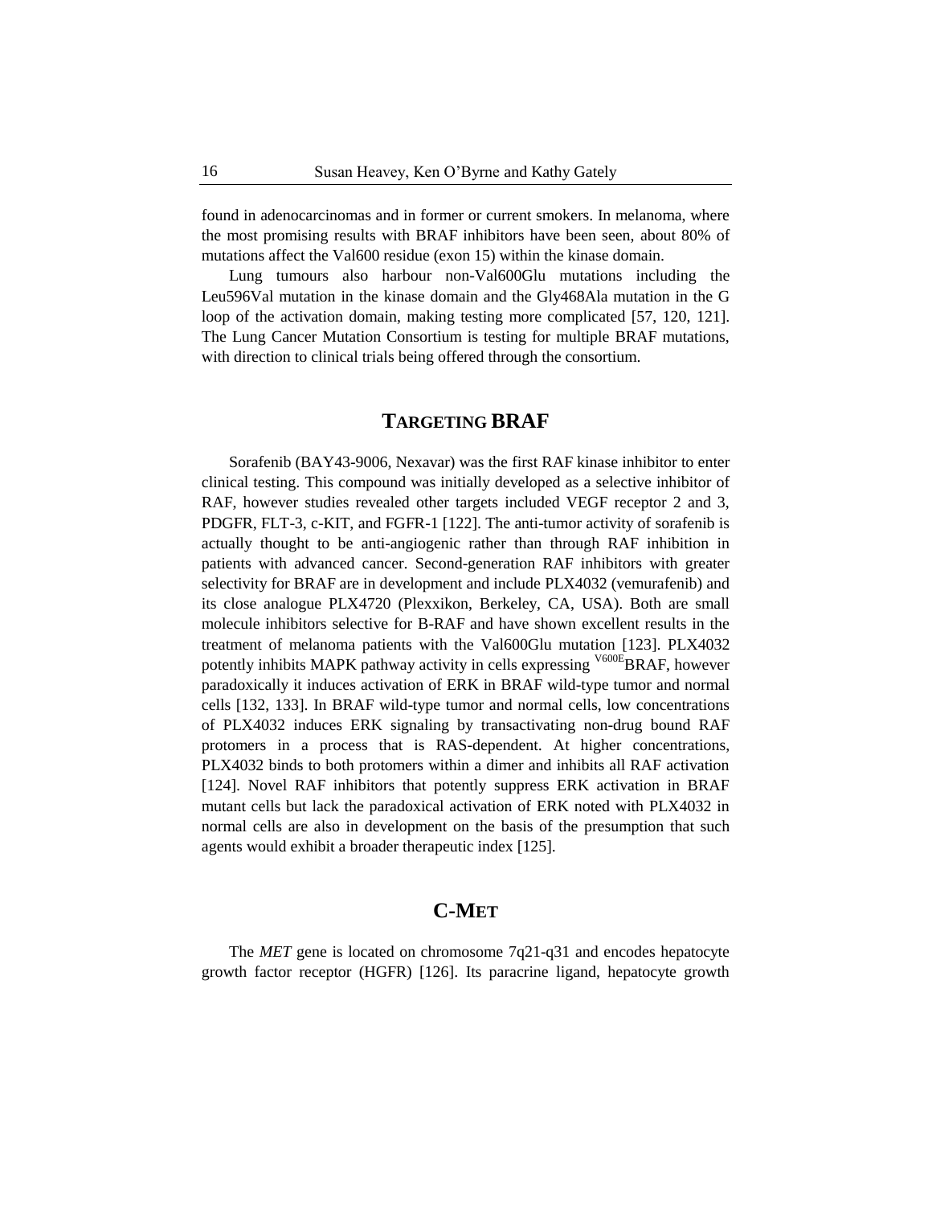found in adenocarcinomas and in former or current smokers. In melanoma, where the most promising results with BRAF inhibitors have been seen, about 80% of mutations affect the Val600 residue (exon 15) within the kinase domain.

Lung tumours also harbour non-Val600Glu mutations including the Leu596Val mutation in the kinase domain and the Gly468Ala mutation in the G loop of the activation domain, making testing more complicated [57, 120, 121]. The Lung Cancer Mutation Consortium is testing for multiple BRAF mutations, with direction to clinical trials being offered through the consortium.

## TARGETING BRAF

Sorafenib (BAY43-9006, Nexavar) was the first RAF kinase inhibitor to enter clinical testing. This compound was initially developed as a selective inhibitor of RAF, however studies revealed other targets included VEGF receptor 2 and 3, PDGFR, FLT-3, c-KIT, and FGFR-1 [122]. The anti-tumor activity of sorafenib is actually thought to be anti-angiogenic rather than through RAF inhibition in patients with advanced cancer. Second-generation RAF inhibitors with greater selectivity for BRAF are in development and include PLX4032 (vemurafenib) and its close analogue PLX4720 (Plexxikon, Berkeley, CA, USA). Both are small molecule inhibitors selective for B-RAF and have shown excellent results in the treatment of melanoma patients with the Val600Glu mutation [123]. PLX4032 potently inhibits MAPK pathway activity in cells expressing $^{V600E}$BRAF, however paradoxically it induces activation of ERK in BRAF wild-type tumor and normal cells [132, 133]. In BRAF wild-type tumor and normal cells, low concentrations of PLX4032 induces ERK signaling by transactivating non-drug bound RAF protomers in a process that is RAS-dependent. At higher concentrations, PLX4032 binds to both protomers within a dimer and inhibits all RAF activation [124]. Novel RAF inhibitors that potently suppress ERK activation in BRAF mutant cells but lack the paradoxical activation of ERK noted with PLX4032 in normal cells are also in development on the basis of the presumption that such agents would exhibit a broader therapeutic index [125].

## C-MET

The *MET* gene is located on chromosome 7q21-q31 and encodes hepatocyte growth factor receptor (HGFR) [126]. Its paracrine ligand, hepatocyte growth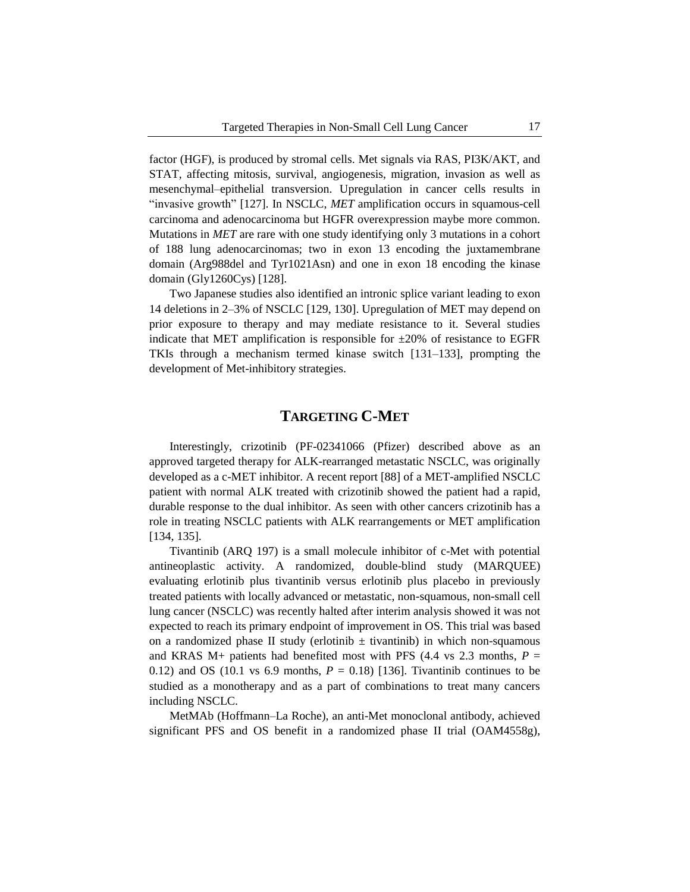factor (HGF), is produced by stromal cells. Met signals via RAS, PI3K/AKT, and STAT, affecting mitosis, survival, angiogenesis, migration, invasion as well as mesenchymal–epithelial transversion. Upregulation in cancer cells results in "invasive growth" [127]. In NSCLC, *MET* amplification occurs in squamous-cell carcinoma and adenocarcinoma but HGFR overexpression maybe more common. Mutations in *MET* are rare with one study identifying only 3 mutations in a cohort of 188 lung adenocarcinomas; two in exon 13 encoding the juxtamembrane domain (Arg988del and Tyr1021Asn) and one in exon 18 encoding the kinase domain (Gly1260Cys) [128].

Two Japanese studies also identified an intronic splice variant leading to exon 14 deletions in 2–3% of NSCLC [129, 130]. Upregulation of MET may depend on prior exposure to therapy and may mediate resistance to it. Several studies indicate that MET amplification is responsible for ±20% of resistance to EGFR TKIs through a mechanism termed kinase switch [131–133], prompting the development of Met-inhibitory strategies.

## TARGETING C-MET

Interestingly, crizotinib (PF-02341066 (Pfizer) described above as an approved targeted therapy for ALK-rearranged metastatic NSCLC, was originally developed as a c-MET inhibitor. A recent report [88] of a MET-amplified NSCLC patient with normal ALK treated with crizotinib showed the patient had a rapid, durable response to the dual inhibitor. As seen with other cancers crizotinib has a role in treating NSCLC patients with ALK rearrangements or MET amplification [134, 135].

Tivantinib (ARQ 197) is a small molecule inhibitor of c-Met with potential antineoplastic activity. A randomized, double-blind study (MARQUEE) evaluating erlotinib plus tivantinib versus erlotinib plus placebo in previously treated patients with locally advanced or metastatic, non-squamous, non-small cell lung cancer (NSCLC) was recently halted after interim analysis showed it was not expected to reach its primary endpoint of improvement in OS. This trial was based on a randomized phase II study (erlotinib ± tivantinib) in which non-squamous and KRAS M+ patients had benefited most with PFS (4.4 vs 2.3 months, $P$ = 0.12) and OS (10.1 vs 6.9 months, $P$ = 0.18) [136]. Tivantinib continues to be studied as a monotherapy and as a part of combinations to treat many cancers including NSCLC.

MetMAb (Hoffmann–La Roche), an anti-Met monoclonal antibody, achieved significant PFS and OS benefit in a randomized phase II trial (OAM4558g),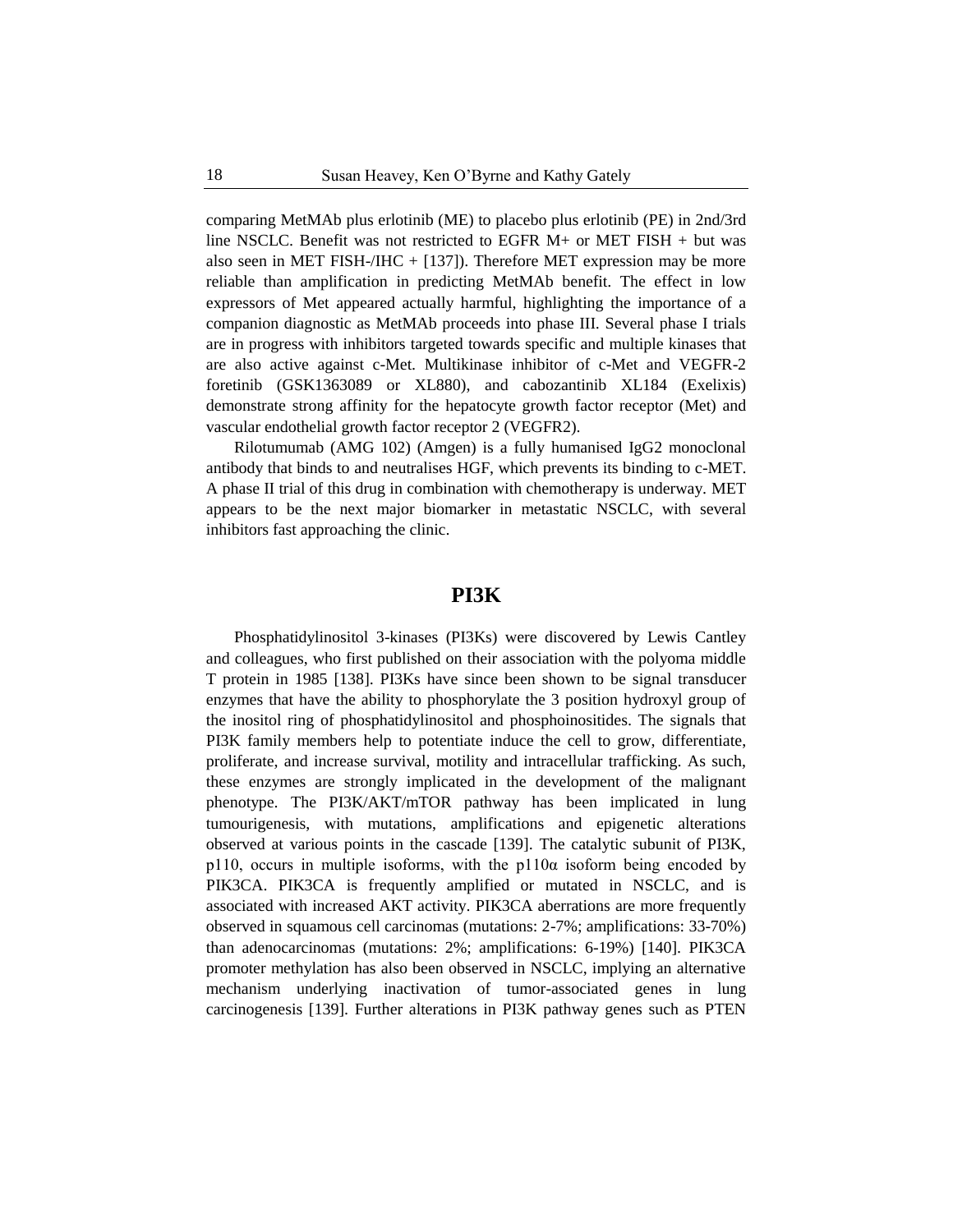comparing MetMAb plus erlotinib (ME) to placebo plus erlotinib (PE) in 2nd/3rd line NSCLC. Benefit was not restricted to EGFR M+ or MET FISH + but was also seen in MET FISH-/IHC + [137]). Therefore MET expression may be more reliable than amplification in predicting MetMAb benefit. The effect in low expressors of Met appeared actually harmful, highlighting the importance of a companion diagnostic as MetMAb proceeds into phase III. Several phase I trials are in progress with inhibitors targeted towards specific and multiple kinases that are also active against c-Met. Multikinase inhibitor of c-Met and VEGFR-2 foretinib (GSK1363089 or XL880), and cabozantinib XL184 (Exelixis) demonstrate strong affinity for the hepatocyte growth factor receptor (Met) and vascular endothelial growth factor receptor 2 (VEGFR2).

Rilotumumab (AMG 102) (Amgen) is a fully humanised IgG2 monoclonal antibody that binds to and neutralises HGF, which prevents its binding to c-MET. A phase II trial of this drug in combination with chemotherapy is underway. MET appears to be the next major biomarker in metastatic NSCLC, with several inhibitors fast approaching the clinic.

## PI3K

Phosphatidylinositol 3-kinases (PI3Ks) were discovered by Lewis Cantley and colleagues, who first published on their association with the polyoma middle T protein in 1985 [138]. PI3Ks have since been shown to be signal transducer enzymes that have the ability to phosphorylate the 3 position hydroxyl group of the inositol ring of phosphatidylinositol and phosphoinositides. The signals that PI3K family members help to potentiate induce the cell to grow, differentiate, proliferate, and increase survival, motility and intracellular trafficking. As such, these enzymes are strongly implicated in the development of the malignant phenotype. The PI3K/AKT/mTOR pathway has been implicated in lung tumourigenesis, with mutations, amplifications and epigenetic alterations observed at various points in the cascade [139]. The catalytic subunit of PI3K, p110, occurs in multiple isoforms, with the p110α isoform being encoded by PIK3CA. PIK3CA is frequently amplified or mutated in NSCLC, and is associated with increased AKT activity. PIK3CA aberrations are more frequently observed in squamous cell carcinomas (mutations: 2-7%; amplifications: 33-70%) than adenocarcinomas (mutations: 2%; amplifications: 6-19%) [140]. PIK3CA promoter methylation has also been observed in NSCLC, implying an alternative mechanism underlying inactivation of tumor-associated genes in lung carcinogenesis [139]. Further alterations in PI3K pathway genes such as PTEN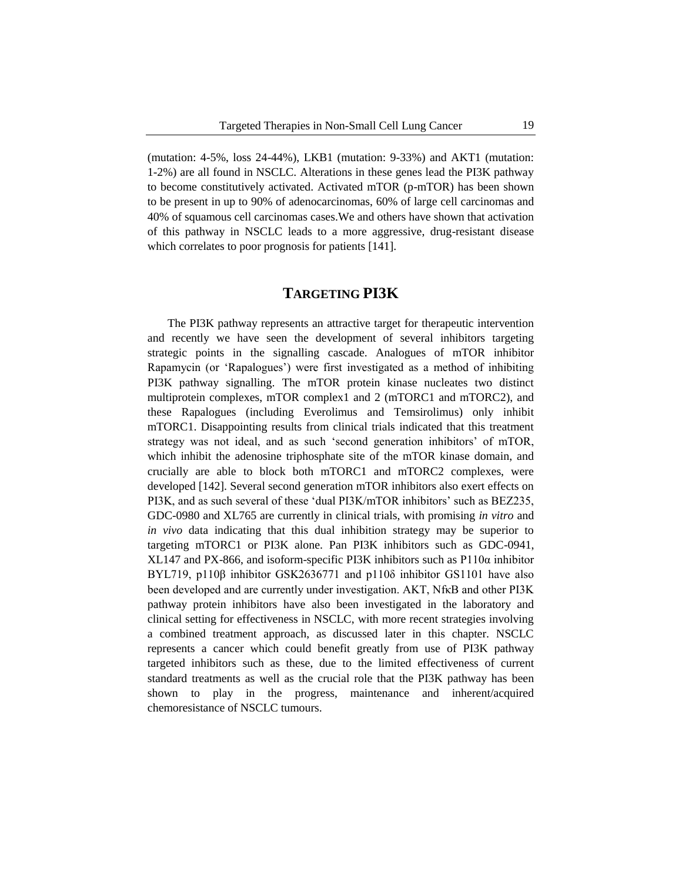(mutation: 4-5%, loss 24-44%), LKB1 (mutation: 9-33%) and AKT1 (mutation: 1-2%) are all found in NSCLC. Alterations in these genes lead the PI3K pathway to become constitutively activated. Activated mTOR (p-mTOR) has been shown to be present in up to 90% of adenocarcinomas, 60% of large cell carcinomas and 40% of squamous cell carcinomas cases.We and others have shown that activation of this pathway in NSCLC leads to a more aggressive, drug-resistant disease which correlates to poor prognosis for patients [141].

## TARGETING PI3K

The PI3K pathway represents an attractive target for therapeutic intervention and recently we have seen the development of several inhibitors targeting strategic points in the signalling cascade. Analogues of mTOR inhibitor Rapamycin (or 'Rapalogues') were first investigated as a method of inhibiting PI3K pathway signalling. The mTOR protein kinase nucleates two distinct multiprotein complexes, mTOR complex1 and 2 (mTORC1 and mTORC2), and these Rapalogues (including Everolimus and Temsirolimus) only inhibit mTORC1. Disappointing results from clinical trials indicated that this treatment strategy was not ideal, and as such 'second generation inhibitors' of mTOR, which inhibit the adenosine triphosphate site of the mTOR kinase domain, and crucially are able to block both mTORC1 and mTORC2 complexes, were developed [142]. Several second generation mTOR inhibitors also exert effects on PI3K, and as such several of these 'dual PI3K/mTOR inhibitors' such as BEZ235, GDC-0980 and XL765 are currently in clinical trials, with promising *in vitro* and *in vivo* data indicating that this dual inhibition strategy may be superior to targeting mTORC1 or PI3K alone. Pan PI3K inhibitors such as GDC-0941, XL147 and PX-866, and isoform-specific PI3K inhibitors such as P110α inhibitor BYL719, p110β inhibitor GSK2636771 and p110δ inhibitor GS1101 have also been developed and are currently under investigation. AKT, NfκB and other PI3K pathway protein inhibitors have also been investigated in the laboratory and clinical setting for effectiveness in NSCLC, with more recent strategies involving a combined treatment approach, as discussed later in this chapter. NSCLC represents a cancer which could benefit greatly from use of PI3K pathway targeted inhibitors such as these, due to the limited effectiveness of current standard treatments as well as the crucial role that the PI3K pathway has been shown to play in the progress, maintenance and inherent/acquired chemoresistance of NSCLC tumours.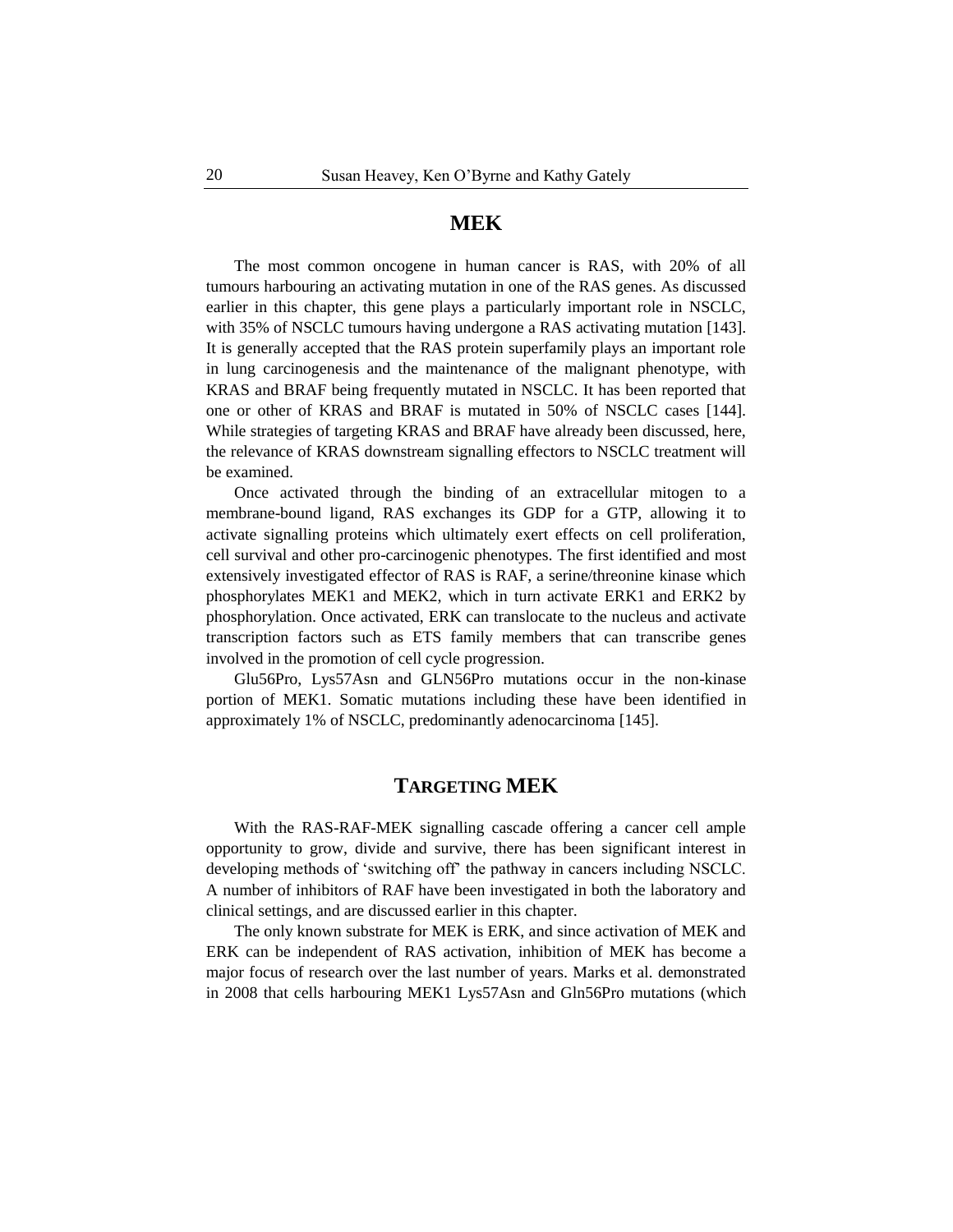## MEK

The most common oncogene in human cancer is RAS, with 20% of all tumours harbouring an activating mutation in one of the RAS genes. As discussed earlier in this chapter, this gene plays a particularly important role in NSCLC, with 35% of NSCLC tumours having undergone a RAS activating mutation [143]. It is generally accepted that the RAS protein superfamily plays an important role in lung carcinogenesis and the maintenance of the malignant phenotype, with KRAS and BRAF being frequently mutated in NSCLC. It has been reported that one or other of KRAS and BRAF is mutated in 50% of NSCLC cases [144]. While strategies of targeting KRAS and BRAF have already been discussed, here, the relevance of KRAS downstream signalling effectors to NSCLC treatment will be examined.

Once activated through the binding of an extracellular mitogen to a membrane-bound ligand, RAS exchanges its GDP for a GTP, allowing it to activate signalling proteins which ultimately exert effects on cell proliferation, cell survival and other pro-carcinogenic phenotypes. The first identified and most extensively investigated effector of RAS is RAF, a serine/threonine kinase which phosphorylates MEK1 and MEK2, which in turn activate ERK1 and ERK2 by phosphorylation. Once activated, ERK can translocate to the nucleus and activate transcription factors such as ETS family members that can transcribe genes involved in the promotion of cell cycle progression.

Glu56Pro, Lys57Asn and GLN56Pro mutations occur in the non-kinase portion of MEK1. Somatic mutations including these have been identified in approximately 1% of NSCLC, predominantly adenocarcinoma [145].

## Targeting MEK

With the RAS-RAF-MEK signalling cascade offering a cancer cell ample opportunity to grow, divide and survive, there has been significant interest in developing methods of 'switching off' the pathway in cancers including NSCLC. A number of inhibitors of RAF have been investigated in both the laboratory and clinical settings, and are discussed earlier in this chapter.

The only known substrate for MEK is ERK, and since activation of MEK and ERK can be independent of RAS activation, inhibition of MEK has become a major focus of research over the last number of years. Marks et al. demonstrated in 2008 that cells harbouring MEK1 Lys57Asn and Gln56Pro mutations (which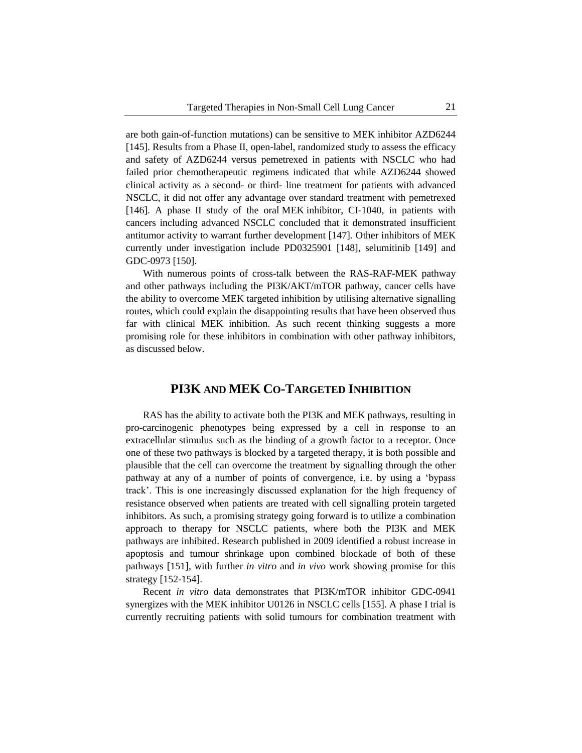are both gain-of-function mutations) can be sensitive to MEK inhibitor AZD6244 [145]. Results from a Phase II, open-label, randomized study to assess the efficacy and safety of AZD6244 versus pemetrexed in patients with NSCLC who had failed prior chemotherapeutic regimens indicated that while AZD6244 showed clinical activity as a second- or third- line treatment for patients with advanced NSCLC, it did not offer any advantage over standard treatment with pemetrexed [146]. A phase II study of the oral MEK inhibitor, CI-1040, in patients with cancers including advanced NSCLC concluded that it demonstrated insufficient antitumor activity to warrant further development [147]. Other inhibitors of MEK currently under investigation include PD0325901 [148], selumitinib [149] and GDC-0973 [150].

With numerous points of cross-talk between the RAS-RAF-MEK pathway and other pathways including the PI3K/AKT/mTOR pathway, cancer cells have the ability to overcome MEK targeted inhibition by utilising alternative signalling routes, which could explain the disappointing results that have been observed thus far with clinical MEK inhibition. As such recent thinking suggests a more promising role for these inhibitors in combination with other pathway inhibitors, as discussed below.

## PI3K and MEK Co-Targeted Inhibition

RAS has the ability to activate both the PI3K and MEK pathways, resulting in pro-carcinogenic phenotypes being expressed by a cell in response to an extracellular stimulus such as the binding of a growth factor to a receptor. Once one of these two pathways is blocked by a targeted therapy, it is both possible and plausible that the cell can overcome the treatment by signalling through the other pathway at any of a number of points of convergence, i.e. by using a 'bypass track'. This is one increasingly discussed explanation for the high frequency of resistance observed when patients are treated with cell signalling protein targeted inhibitors. As such, a promising strategy going forward is to utilize a combination approach to therapy for NSCLC patients, where both the PI3K and MEK pathways are inhibited. Research published in 2009 identified a robust increase in apoptosis and tumour shrinkage upon combined blockade of both of these pathways [151], with further *in vitro* and *in vivo* work showing promise for this strategy [152-154].

Recent *in vitro* data demonstrates that PI3K/mTOR inhibitor GDC-0941 synergizes with the MEK inhibitor U0126 in NSCLC cells [155]. A phase I trial is currently recruiting patients with solid tumours for combination treatment with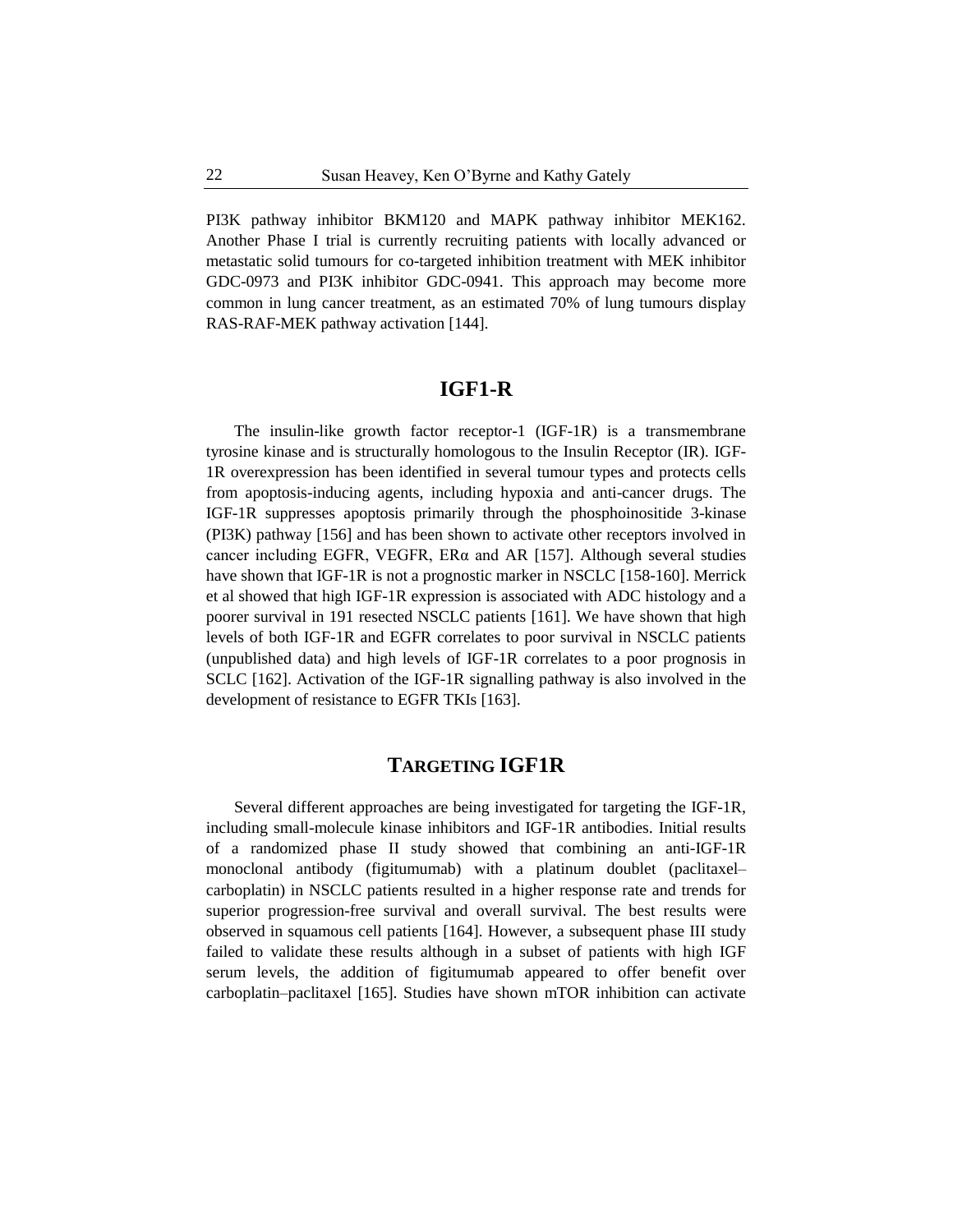PI3K pathway inhibitor BKM120 and MAPK pathway inhibitor MEK162. Another Phase I trial is currently recruiting patients with locally advanced or metastatic solid tumours for co-targeted inhibition treatment with MEK inhibitor GDC-0973 and PI3K inhibitor GDC-0941. This approach may become more common in lung cancer treatment, as an estimated 70% of lung tumours display RAS-RAF-MEK pathway activation [144].

## IGF1-R

The insulin-like growth factor receptor-1 (IGF-1R) is a transmembrane tyrosine kinase and is structurally homologous to the Insulin Receptor (IR). IGF-1R overexpression has been identified in several tumour types and protects cells from apoptosis-inducing agents, including hypoxia and anti-cancer drugs. The IGF-1R suppresses apoptosis primarily through the phosphoinositide 3-kinase (PI3K) pathway [156] and has been shown to activate other receptors involved in cancer including EGFR, VEGFR, ERα and AR [157]. Although several studies have shown that IGF-1R is not a prognostic marker in NSCLC [158-160]. Merrick et al showed that high IGF-1R expression is associated with ADC histology and a poorer survival in 191 resected NSCLC patients [161]. We have shown that high levels of both IGF-1R and EGFR correlates to poor survival in NSCLC patients (unpublished data) and high levels of IGF-1R correlates to a poor prognosis in SCLC [162]. Activation of the IGF-1R signalling pathway is also involved in the development of resistance to EGFR TKIs [163].

## Targeting IGF1R

Several different approaches are being investigated for targeting the IGF-1R, including small-molecule kinase inhibitors and IGF-1R antibodies. Initial results of a randomized phase II study showed that combining an anti-IGF-1R monoclonal antibody (figitumumab) with a platinum doublet (paclitaxel–carboplatin) in NSCLC patients resulted in a higher response rate and trends for superior progression-free survival and overall survival. The best results were observed in squamous cell patients [164]. However, a subsequent phase III study failed to validate these results although in a subset of patients with high IGF serum levels, the addition of figitumumab appeared to offer benefit over carboplatin–paclitaxel [165]. Studies have shown mTOR inhibition can activate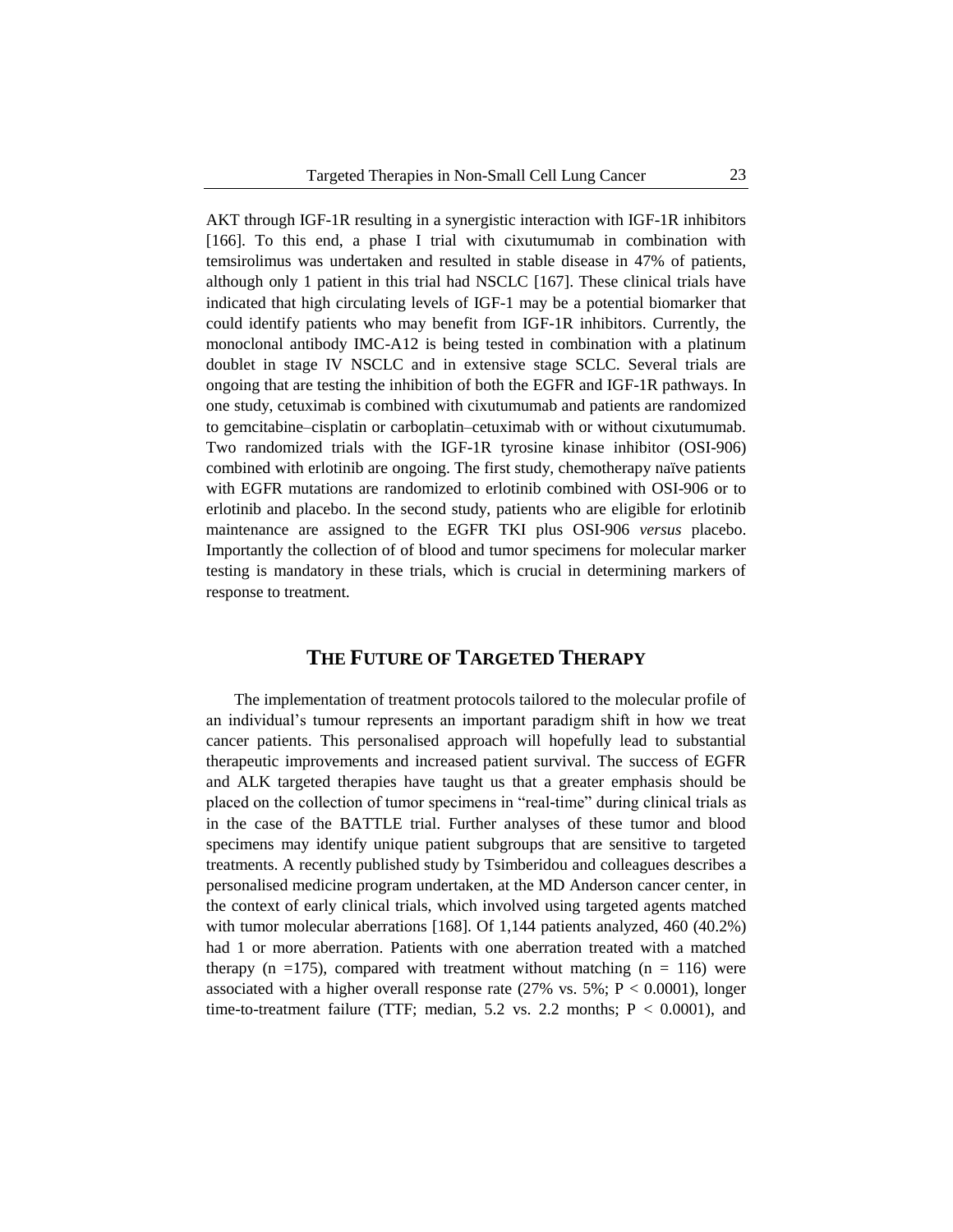AKT through IGF-1R resulting in a synergistic interaction with IGF-1R inhibitors [166]. To this end, a phase I trial with cixutumumab in combination with temsirolimus was undertaken and resulted in stable disease in 47% of patients, although only 1 patient in this trial had NSCLC [167]. These clinical trials have indicated that high circulating levels of IGF-1 may be a potential biomarker that could identify patients who may benefit from IGF-1R inhibitors. Currently, the monoclonal antibody IMC-A12 is being tested in combination with a platinum doublet in stage IV NSCLC and in extensive stage SCLC. Several trials are ongoing that are testing the inhibition of both the EGFR and IGF-1R pathways. In one study, cetuximab is combined with cixutumumab and patients are randomized to gemcitabine–cisplatin or carboplatin–cetuximab with or without cixutumumab. Two randomized trials with the IGF-1R tyrosine kinase inhibitor (OSI-906) combined with erlotinib are ongoing. The first study, chemotherapy naïve patients with EGFR mutations are randomized to erlotinib combined with OSI-906 or to erlotinib and placebo. In the second study, patients who are eligible for erlotinib maintenance are assigned to the EGFR TKI plus OSI-906 *versus* placebo. Importantly the collection of of blood and tumor specimens for molecular marker testing is mandatory in these trials, which is crucial in determining markers of response to treatment.

## THE FUTURE OF TARGETED THERAPY

The implementation of treatment protocols tailored to the molecular profile of an individual's tumour represents an important paradigm shift in how we treat cancer patients. This personalised approach will hopefully lead to substantial therapeutic improvements and increased patient survival. The success of EGFR and ALK targeted therapies have taught us that a greater emphasis should be placed on the collection of tumor specimens in "real-time" during clinical trials as in the case of the BATTLE trial. Further analyses of these tumor and blood specimens may identify unique patient subgroups that are sensitive to targeted treatments. A recently published study by Tsimberidou and colleagues describes a personalised medicine program undertaken, at the MD Anderson cancer center, in the context of early clinical trials, which involved using targeted agents matched with tumor molecular aberrations [168]. Of 1,144 patients analyzed, 460 (40.2%) had 1 or more aberration. Patients with one aberration treated with a matched therapy ($n = 175$), compared with treatment without matching ($n = 116$) were associated with a higher overall response rate (27% vs. 5%; $P < 0.0001$), longer time-to-treatment failure (TTF; median, 5.2 vs. 2.2 months; $P < 0.0001$), and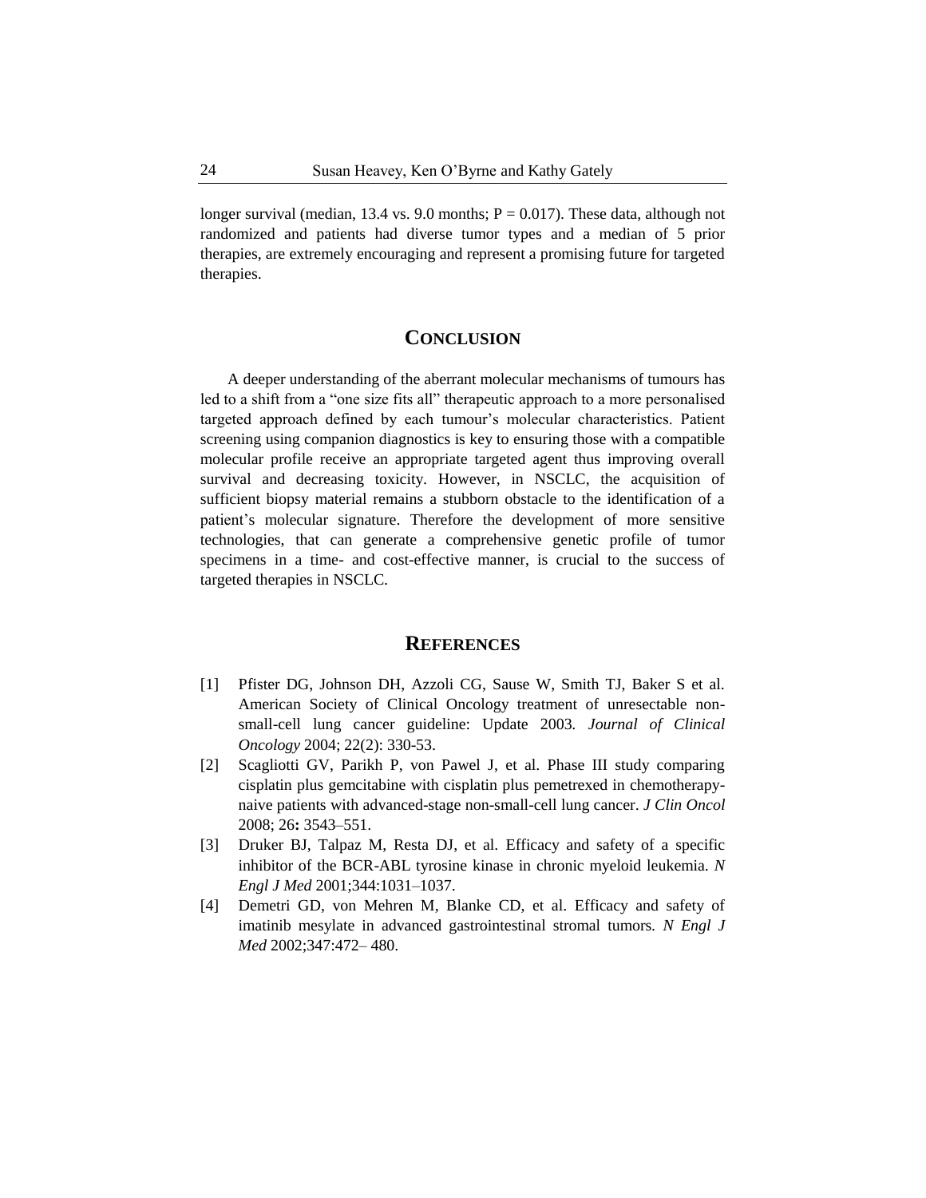longer survival (median, 13.4 vs. 9.0 months; P = 0.017). These data, although not randomized and patients had diverse tumor types and a median of 5 prior therapies, are extremely encouraging and represent a promising future for targeted therapies.

## Conclusion

A deeper understanding of the aberrant molecular mechanisms of tumours has led to a shift from a "one size fits all" therapeutic approach to a more personalised targeted approach defined by each tumour's molecular characteristics. Patient screening using companion diagnostics is key to ensuring those with a compatible molecular profile receive an appropriate targeted agent thus improving overall survival and decreasing toxicity. However, in NSCLC, the acquisition of sufficient biopsy material remains a stubborn obstacle to the identification of a patient's molecular signature. Therefore the development of more sensitive technologies, that can generate a comprehensive genetic profile of tumor specimens in a time- and cost-effective manner, is crucial to the success of targeted therapies in NSCLC.

## References

[1] Pfister DG, Johnson DH, Azzoli CG, Sause W, Smith TJ, Baker S et al. American Society of Clinical Oncology treatment of unresectable non-small-cell lung cancer guideline: Update 2003. *Journal of Clinical Oncology* 2004; 22(2): 330-53.

[2] Scagliotti GV, Parikh P, von Pawel J, et al. Phase III study comparing cisplatin plus gemcitabine with cisplatin plus pemetrexed in chemotherapy-naive patients with advanced-stage non-small-cell lung cancer. *J Clin Oncol* 2008; 26**:** 3543–551.

[3] Druker BJ, Talpaz M, Resta DJ, et al. Efficacy and safety of a specific inhibitor of the BCR-ABL tyrosine kinase in chronic myeloid leukemia. *N Engl J Med* 2001;344:1031–1037.

[4] Demetri GD, von Mehren M, Blanke CD, et al. Efficacy and safety of imatinib mesylate in advanced gastrointestinal stromal tumors. *N Engl J Med* 2002;347:472– 480.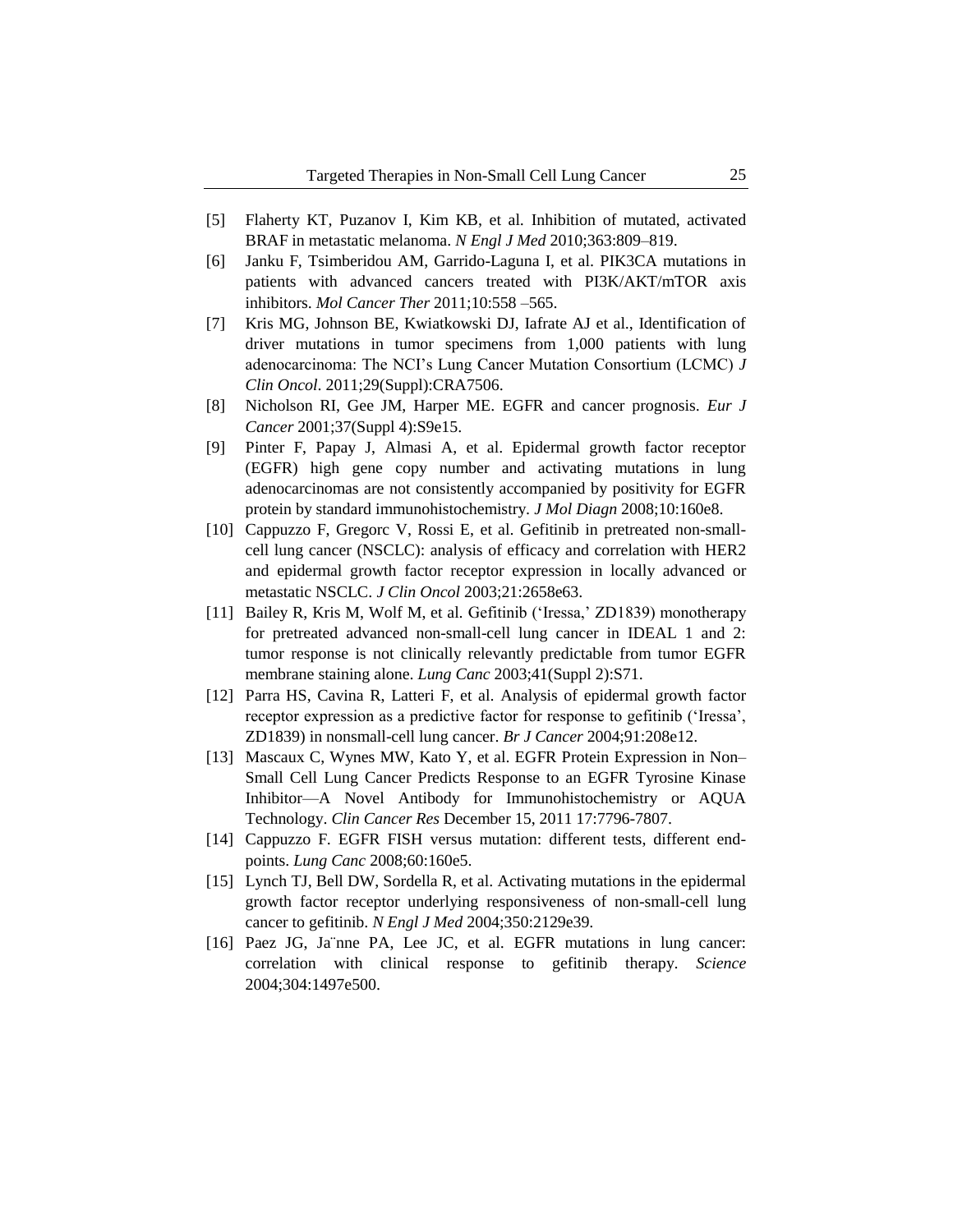[5] Flaherty KT, Puzanov I, Kim KB, et al. Inhibition of mutated, activated BRAF in metastatic melanoma. *N Engl J Med* 2010;363:809–819.

[6] Janku F, Tsimberidou AM, Garrido-Laguna I, et al. PIK3CA mutations in patients with advanced cancers treated with PI3K/AKT/mTOR axis inhibitors. *Mol Cancer Ther* 2011;10:558 –565.

[7] Kris MG, Johnson BE, Kwiatkowski DJ, Iafrate AJ et al., Identification of driver mutations in tumor specimens from 1,000 patients with lung adenocarcinoma: The NCI's Lung Cancer Mutation Consortium (LCMC) *J Clin Oncol*. 2011;29(Suppl):CRA7506.

[8] Nicholson RI, Gee JM, Harper ME. EGFR and cancer prognosis. *Eur J Cancer* 2001;37(Suppl 4):S9e15.

[9] Pinter F, Papay J, Almasi A, et al. Epidermal growth factor receptor (EGFR) high gene copy number and activating mutations in lung adenocarcinomas are not consistently accompanied by positivity for EGFR protein by standard immunohistochemistry. *J Mol Diagn* 2008;10:160e8.

[10] Cappuzzo F, Gregorc V, Rossi E, et al. Gefitinib in pretreated non-small-cell lung cancer (NSCLC): analysis of efficacy and correlation with HER2 and epidermal growth factor receptor expression in locally advanced or metastatic NSCLC. *J Clin Oncol* 2003;21:2658e63.

[11] Bailey R, Kris M, Wolf M, et al. Gefitinib ('Iressa,' ZD1839) monotherapy for pretreated advanced non-small-cell lung cancer in IDEAL 1 and 2: tumor response is not clinically relevantly predictable from tumor EGFR membrane staining alone. *Lung Canc* 2003;41(Suppl 2):S71.

[12] Parra HS, Cavina R, Latteri F, et al. Analysis of epidermal growth factor receptor expression as a predictive factor for response to gefitinib ('Iressa', ZD1839) in nonsmall-cell lung cancer. *Br J Cancer* 2004;91:208e12.

[13] Mascaux C, Wynes MW, Kato Y, et al. EGFR Protein Expression in Non–Small Cell Lung Cancer Predicts Response to an EGFR Tyrosine Kinase Inhibitor—A Novel Antibody for Immunohistochemistry or AQUA Technology. *Clin Cancer Res* December 15, 2011 17:7796-7807.

[14] Cappuzzo F. EGFR FISH versus mutation: different tests, different end-points. *Lung Canc* 2008;60:160e5.

[15] Lynch TJ, Bell DW, Sordella R, et al. Activating mutations in the epidermal growth factor receptor underlying responsiveness of non-small-cell lung cancer to gefitinib. *N Engl J Med* 2004;350:2129e39.

[16] Paez JG, Ja¨nne PA, Lee JC, et al. EGFR mutations in lung cancer: correlation with clinical response to gefitinib therapy. *Science* 2004;304:1497e500.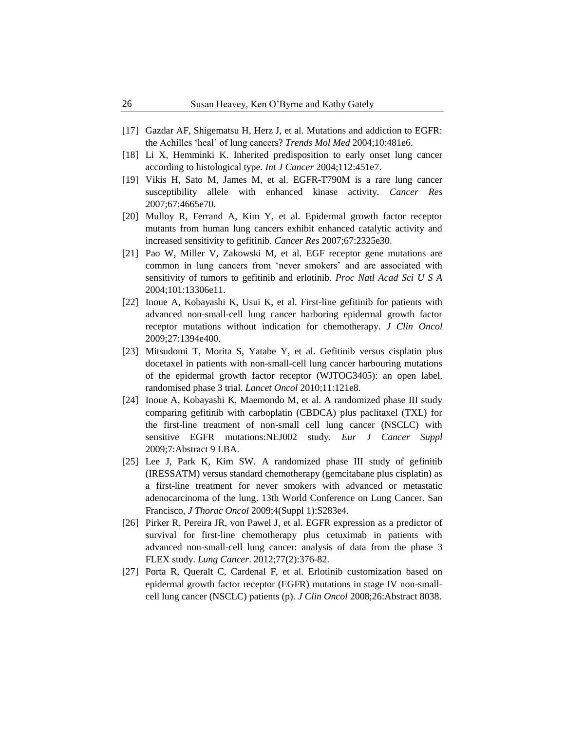[17] Gazdar AF, Shigematsu H, Herz J, et al. Mutations and addiction to EGFR: the Achilles 'heal' of lung cancers? *Trends Mol Med* 2004;10:481e6.

[18] Li X, Hemminki K. Inherited predisposition to early onset lung cancer according to histological type. *Int J Cancer* 2004;112:451e7.

[19] Vikis H, Sato M, James M, et al. EGFR-T790M is a rare lung cancer susceptibility allele with enhanced kinase activity. *Cancer Res* 2007;67:4665e70.

[20] Mulloy R, Ferrand A, Kim Y, et al. Epidermal growth factor receptor mutants from human lung cancers exhibit enhanced catalytic activity and increased sensitivity to gefitinib. *Cancer Res* 2007;67:2325e30.

[21] Pao W, Miller V, Zakowski M, et al. EGF receptor gene mutations are common in lung cancers from 'never smokers' and are associated with sensitivity of tumors to gefitinib and erlotinib. *Proc Natl Acad Sci U S A* 2004;101:13306e11.

[22] Inoue A, Kobayashi K, Usui K, et al. First-line gefitinib for patients with advanced non-small-cell lung cancer harboring epidermal growth factor receptor mutations without indication for chemotherapy. *J Clin Oncol* 2009;27:1394e400.

[23] Mitsudomi T, Morita S, Yatabe Y, et al. Gefitinib versus cisplatin plus docetaxel in patients with non-small-cell lung cancer harbouring mutations of the epidermal growth factor receptor (WJTOG3405): an open label, randomised phase 3 trial. *Lancet Oncol* 2010;11:121e8.

[24] Inoue A, Kobayashi K, Maemondo M, et al. A randomized phase III study comparing gefitinib with carboplatin (CBDCA) plus paclitaxel (TXL) for the first-line treatment of non-small cell lung cancer (NSCLC) with sensitive EGFR mutations:NEJ002 study. *Eur J Cancer Suppl* 2009;7:Abstract 9 LBA.

[25] Lee J, Park K, Kim SW. A randomized phase III study of gefinitib (IRESSATM) versus standard chemotherapy (gemcitabane plus cisplatin) as a first-line treatment for never smokers with advanced or metastatic adenocarcinoma of the lung. 13th World Conference on Lung Cancer. San Francisco, *J Thorac Oncol* 2009;4(Suppl 1):S283e4.

[26] Pirker R, Pereira JR, von Pawel J, et al. EGFR expression as a predictor of survival for first-line chemotherapy plus cetuximab in patients with advanced non-small-cell lung cancer: analysis of data from the phase 3 FLEX study. *Lung Cancer*. 2012;77(2):376-82.

[27] Porta R, Queralt C, Cardenal F, et al. Erlotinib customization based on epidermal growth factor receptor (EGFR) mutations in stage IV non-small-cell lung cancer (NSCLC) patients (p). *J Clin Oncol* 2008;26:Abstract 8038.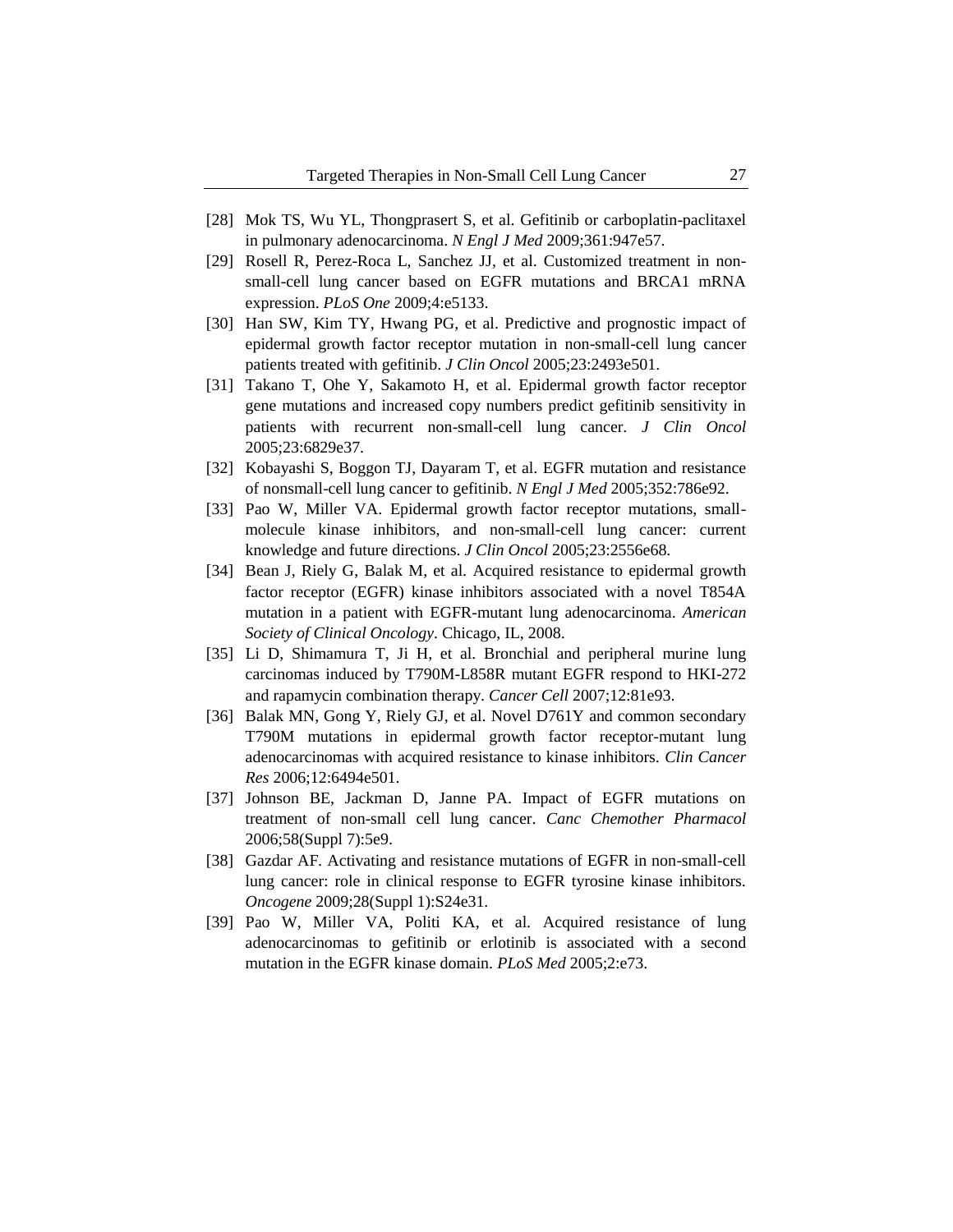[28] Mok TS, Wu YL, Thongprasert S, et al. Gefitinib or carboplatin-paclitaxel in pulmonary adenocarcinoma. *N Engl J Med* 2009;361:947e57.

[29] Rosell R, Perez-Roca L, Sanchez JJ, et al. Customized treatment in non-small-cell lung cancer based on EGFR mutations and BRCA1 mRNA expression. *PLoS One* 2009;4:e5133.

[30] Han SW, Kim TY, Hwang PG, et al. Predictive and prognostic impact of epidermal growth factor receptor mutation in non-small-cell lung cancer patients treated with gefitinib. *J Clin Oncol* 2005;23:2493e501.

[31] Takano T, Ohe Y, Sakamoto H, et al. Epidermal growth factor receptor gene mutations and increased copy numbers predict gefitinib sensitivity in patients with recurrent non-small-cell lung cancer. *J Clin Oncol* 2005;23:6829e37.

[32] Kobayashi S, Boggon TJ, Dayaram T, et al. EGFR mutation and resistance of nonsmall-cell lung cancer to gefitinib. *N Engl J Med* 2005;352:786e92.

[33] Pao W, Miller VA. Epidermal growth factor receptor mutations, small-molecule kinase inhibitors, and non-small-cell lung cancer: current knowledge and future directions. *J Clin Oncol* 2005;23:2556e68.

[34] Bean J, Riely G, Balak M, et al. Acquired resistance to epidermal growth factor receptor (EGFR) kinase inhibitors associated with a novel T854A mutation in a patient with EGFR-mutant lung adenocarcinoma. *American Society of Clinical Oncology*. Chicago, IL, 2008.

[35] Li D, Shimamura T, Ji H, et al. Bronchial and peripheral murine lung carcinomas induced by T790M-L858R mutant EGFR respond to HKI-272 and rapamycin combination therapy. *Cancer Cell* 2007;12:81e93.

[36] Balak MN, Gong Y, Riely GJ, et al. Novel D761Y and common secondary T790M mutations in epidermal growth factor receptor-mutant lung adenocarcinomas with acquired resistance to kinase inhibitors. *Clin Cancer Res* 2006;12:6494e501.

[37] Johnson BE, Jackman D, Janne PA. Impact of EGFR mutations on treatment of non-small cell lung cancer. *Canc Chemother Pharmacol* 2006;58(Suppl 7):5e9.

[38] Gazdar AF. Activating and resistance mutations of EGFR in non-small-cell lung cancer: role in clinical response to EGFR tyrosine kinase inhibitors. *Oncogene* 2009;28(Suppl 1):S24e31.

[39] Pao W, Miller VA, Politi KA, et al. Acquired resistance of lung adenocarcinomas to gefitinib or erlotinib is associated with a second mutation in the EGFR kinase domain. *PLoS Med* 2005;2:e73.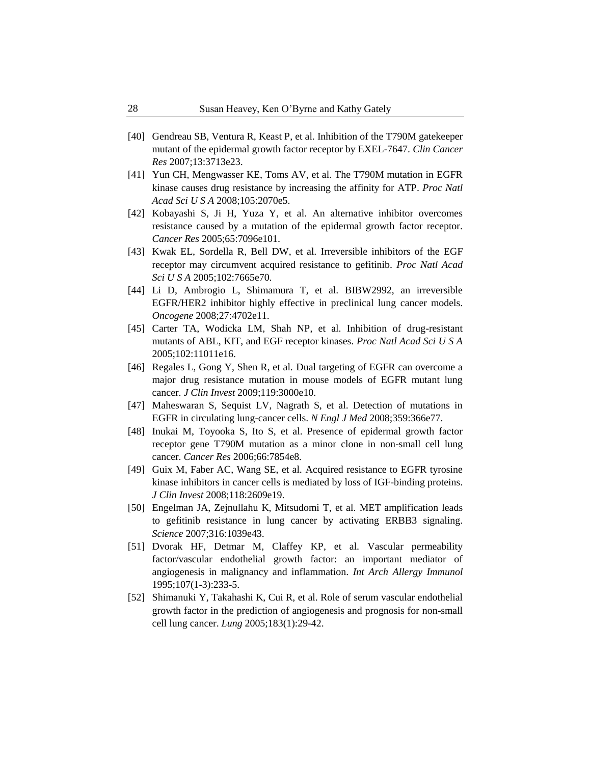[40] Gendreau SB, Ventura R, Keast P, et al. Inhibition of the T790M gatekeeper mutant of the epidermal growth factor receptor by EXEL-7647. *Clin Cancer Res* 2007;13:3713e23.

[41] Yun CH, Mengwasser KE, Toms AV, et al. The T790M mutation in EGFR kinase causes drug resistance by increasing the affinity for ATP. *Proc Natl Acad Sci U S A* 2008;105:2070e5.

[42] Kobayashi S, Ji H, Yuza Y, et al. An alternative inhibitor overcomes resistance caused by a mutation of the epidermal growth factor receptor. *Cancer Res* 2005;65:7096e101.

[43] Kwak EL, Sordella R, Bell DW, et al. Irreversible inhibitors of the EGF receptor may circumvent acquired resistance to gefitinib. *Proc Natl Acad Sci U S A* 2005;102:7665e70.

[44] Li D, Ambrogio L, Shimamura T, et al. BIBW2992, an irreversible EGFR/HER2 inhibitor highly effective in preclinical lung cancer models. *Oncogene* 2008;27:4702e11.

[45] Carter TA, Wodicka LM, Shah NP, et al. Inhibition of drug-resistant mutants of ABL, KIT, and EGF receptor kinases. *Proc Natl Acad Sci U S A* 2005;102:11011e16.

[46] Regales L, Gong Y, Shen R, et al. Dual targeting of EGFR can overcome a major drug resistance mutation in mouse models of EGFR mutant lung cancer. *J Clin Invest* 2009;119:3000e10.

[47] Maheswaran S, Sequist LV, Nagrath S, et al. Detection of mutations in EGFR in circulating lung-cancer cells. *N Engl J Med* 2008;359:366e77.

[48] Inukai M, Toyooka S, Ito S, et al. Presence of epidermal growth factor receptor gene T790M mutation as a minor clone in non-small cell lung cancer. *Cancer Res* 2006;66:7854e8.

[49] Guix M, Faber AC, Wang SE, et al. Acquired resistance to EGFR tyrosine kinase inhibitors in cancer cells is mediated by loss of IGF-binding proteins. *J Clin Invest* 2008;118:2609e19.

[50] Engelman JA, Zejnullahu K, Mitsudomi T, et al. MET amplification leads to gefitinib resistance in lung cancer by activating ERBB3 signaling. *Science* 2007;316:1039e43.

[51] Dvorak HF, Detmar M, Claffey KP, et al. Vascular permeability factor/vascular endothelial growth factor: an important mediator of angiogenesis in malignancy and inflammation. *Int Arch Allergy Immunol* 1995;107(1-3):233-5.

[52] Shimanuki Y, Takahashi K, Cui R, et al. Role of serum vascular endothelial growth factor in the prediction of angiogenesis and prognosis for non-small cell lung cancer. *Lung* 2005;183(1):29-42.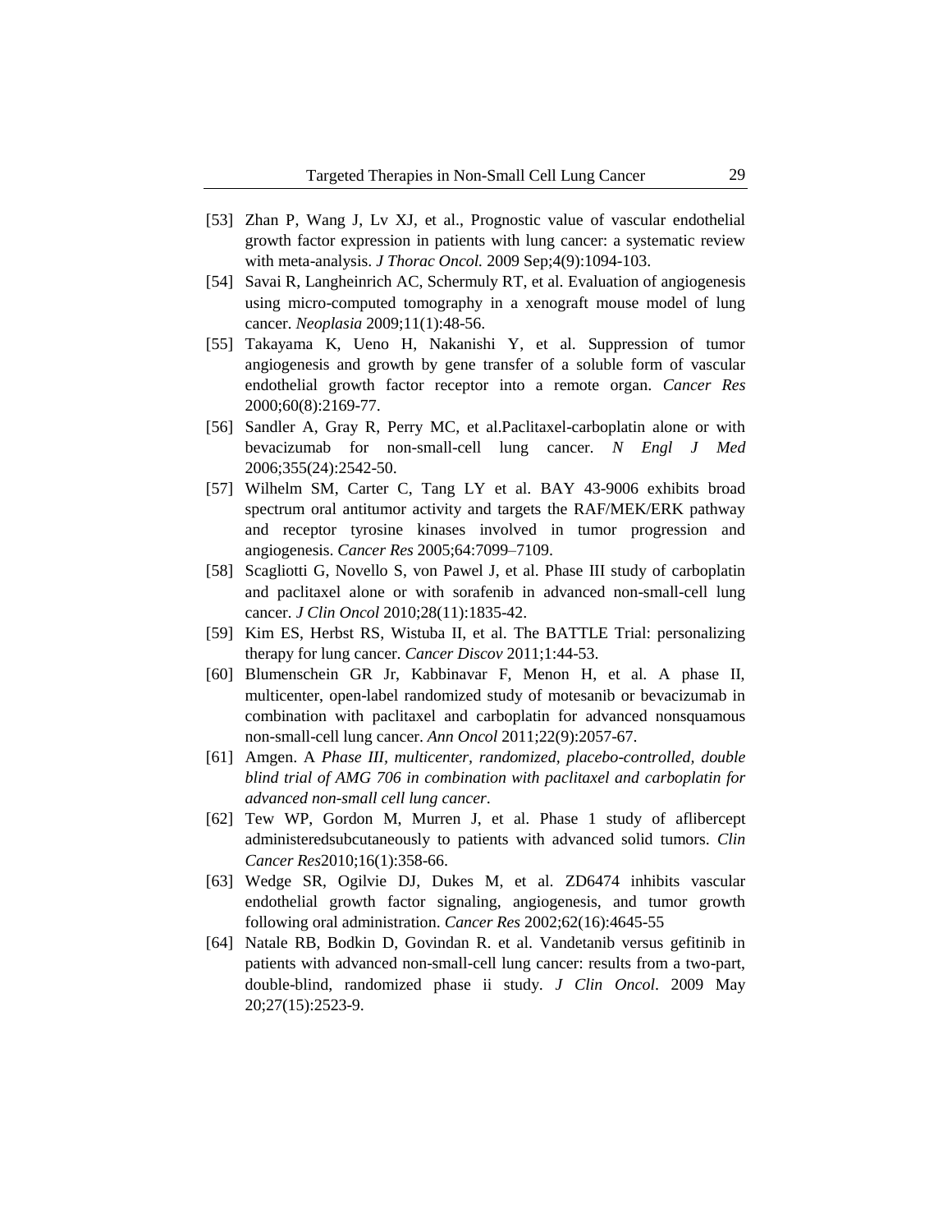[53] Zhan P, Wang J, Lv XJ, et al., Prognostic value of vascular endothelial growth factor expression in patients with lung cancer: a systematic review with meta-analysis. *J Thorac Oncol.* 2009 Sep;4(9):1094-103.

[54] Savai R, Langheinrich AC, Schermuly RT, et al. Evaluation of angiogenesis using micro-computed tomography in a xenograft mouse model of lung cancer. *Neoplasia* 2009;11(1):48-56.

[55] Takayama K, Ueno H, Nakanishi Y, et al. Suppression of tumor angiogenesis and growth by gene transfer of a soluble form of vascular endothelial growth factor receptor into a remote organ. *Cancer Res* 2000;60(8):2169-77.

[56] Sandler A, Gray R, Perry MC, et al.Paclitaxel-carboplatin alone or with bevacizumab for non-small-cell lung cancer. *N Engl J Med* 2006;355(24):2542-50.

[57] Wilhelm SM, Carter C, Tang LY et al. BAY 43-9006 exhibits broad spectrum oral antitumor activity and targets the RAF/MEK/ERK pathway and receptor tyrosine kinases involved in tumor progression and angiogenesis. *Cancer Res* 2005;64:7099–7109.

[58] Scagliotti G, Novello S, von Pawel J, et al. Phase III study of carboplatin and paclitaxel alone or with sorafenib in advanced non-small-cell lung cancer. *J Clin Oncol* 2010;28(11):1835-42.

[59] Kim ES, Herbst RS, Wistuba II, et al. The BATTLE Trial: personalizing therapy for lung cancer. *Cancer Discov* 2011;1:44-53.

[60] Blumenschein GR Jr, Kabbinavar F, Menon H, et al. A phase II, multicenter, open-label randomized study of motesanib or bevacizumab in combination with paclitaxel and carboplatin for advanced nonsquamous non-small-cell lung cancer. *Ann Oncol* 2011;22(9):2057-67.

[61] Amgen. A *Phase III, multicenter, randomized, placebo-controlled, double blind trial of AMG 706 in combination with paclitaxel and carboplatin for advanced non-small cell lung cancer*.

[62] Tew WP, Gordon M, Murren J, et al. Phase 1 study of aflibercept administeredsubcutaneously to patients with advanced solid tumors. *Clin Cancer Res*2010;16(1):358-66.

[63] Wedge SR, Ogilvie DJ, Dukes M, et al. ZD6474 inhibits vascular endothelial growth factor signaling, angiogenesis, and tumor growth following oral administration. *Cancer Res* 2002;62(16):4645-55

[64] Natale RB, Bodkin D, Govindan R. et al. Vandetanib versus gefitinib in patients with advanced non-small-cell lung cancer: results from a two-part, double-blind, randomized phase ii study. *J Clin Oncol*. 2009 May 20;27(15):2523-9.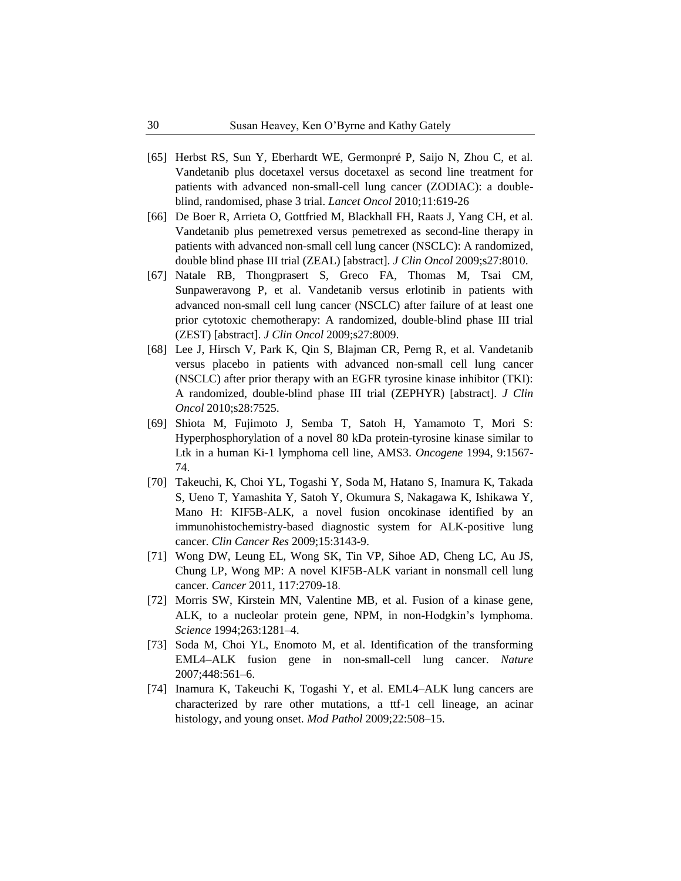[65] Herbst RS, Sun Y, Eberhardt WE, Germonpré P, Saijo N, Zhou C, et al. Vandetanib plus docetaxel versus docetaxel as second line treatment for patients with advanced non-small-cell lung cancer (ZODIAC): a double-blind, randomised, phase 3 trial. *Lancet Oncol* 2010;11:619-26

[66] De Boer R, Arrieta O, Gottfried M, Blackhall FH, Raats J, Yang CH, et al. Vandetanib plus pemetrexed versus pemetrexed as second-line therapy in patients with advanced non-small cell lung cancer (NSCLC): A randomized, double blind phase III trial (ZEAL) [abstract]. *J Clin Oncol* 2009;s27:8010.

[67] Natale RB, Thongprasert S, Greco FA, Thomas M, Tsai CM, Sunpaweravong P, et al. Vandetanib versus erlotinib in patients with advanced non-small cell lung cancer (NSCLC) after failure of at least one prior cytotoxic chemotherapy: A randomized, double-blind phase III trial (ZEST) [abstract]. *J Clin Oncol* 2009;s27:8009.

[68] Lee J, Hirsch V, Park K, Qin S, Blajman CR, Perng R, et al. Vandetanib versus placebo in patients with advanced non-small cell lung cancer (NSCLC) after prior therapy with an EGFR tyrosine kinase inhibitor (TKI): A randomized, double-blind phase III trial (ZEPHYR) [abstract]. *J Clin Oncol* 2010;s28:7525.

[69] Shiota M, Fujimoto J, Semba T, Satoh H, Yamamoto T, Mori S: Hyperphosphorylation of a novel 80 kDa protein-tyrosine kinase similar to Ltk in a human Ki-1 lymphoma cell line, AMS3. *Oncogene* 1994, 9:1567-74.

[70] Takeuchi, K, Choi YL, Togashi Y, Soda M, Hatano S, Inamura K, Takada S, Ueno T, Yamashita Y, Satoh Y, Okumura S, Nakagawa K, Ishikawa Y, Mano H: KIF5B-ALK, a novel fusion oncokinase identified by an immunohistochemistry-based diagnostic system for ALK-positive lung cancer. *Clin Cancer Res* 2009;15:3143-9.

[71] Wong DW, Leung EL, Wong SK, Tin VP, Sihoe AD, Cheng LC, Au JS, Chung LP, Wong MP: A novel KIF5B-ALK variant in nonsmall cell lung cancer. *Cancer* 2011, 117:2709-18.

[72] Morris SW, Kirstein MN, Valentine MB, et al. Fusion of a kinase gene, ALK, to a nucleolar protein gene, NPM, in non-Hodgkin's lymphoma. *Science* 1994;263:1281–4.

[73] Soda M, Choi YL, Enomoto M, et al. Identification of the transforming EML4–ALK fusion gene in non-small-cell lung cancer. *Nature* 2007;448:561–6.

[74] Inamura K, Takeuchi K, Togashi Y, et al. EML4–ALK lung cancers are characterized by rare other mutations, a ttf-1 cell lineage, an acinar histology, and young onset. *Mod Pathol* 2009;22:508–15.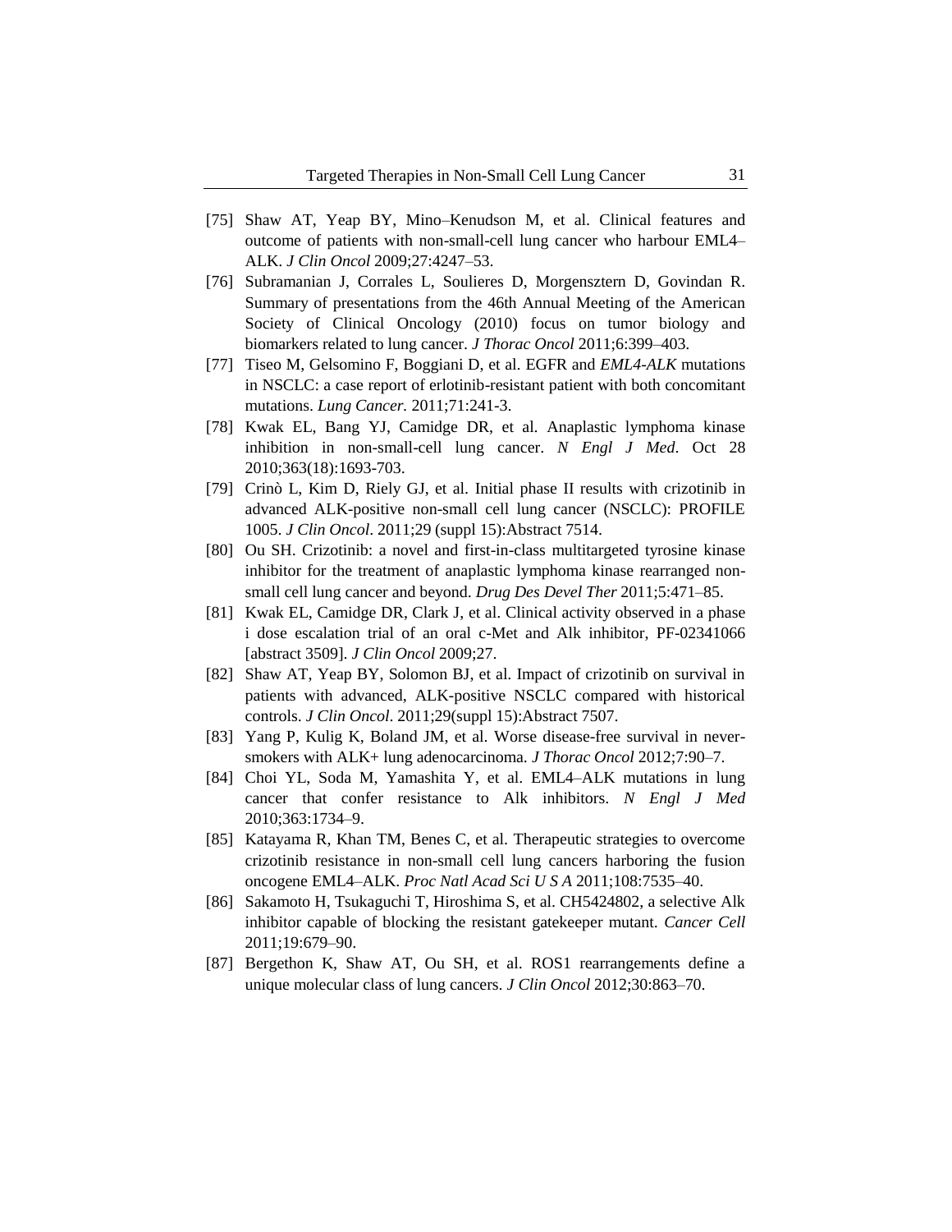[75] Shaw AT, Yeap BY, Mino–Kenudson M, et al. Clinical features and outcome of patients with non-small-cell lung cancer who harbour EML4–ALK. *J Clin Oncol* 2009;27:4247–53.

[76] Subramanian J, Corrales L, Soulieres D, Morgensztern D, Govindan R. Summary of presentations from the 46th Annual Meeting of the American Society of Clinical Oncology (2010) focus on tumor biology and biomarkers related to lung cancer. *J Thorac Oncol* 2011;6:399–403.

[77] Tiseo M, Gelsomino F, Boggiani D, et al. EGFR and *EML4-ALK* mutations in NSCLC: a case report of erlotinib-resistant patient with both concomitant mutations. *Lung Cancer.* 2011;71:241-3.

[78] Kwak EL, Bang YJ, Camidge DR, et al. Anaplastic lymphoma kinase inhibition in non-small-cell lung cancer. *N Engl J Med*. Oct 28 2010;363(18):1693-703.

[79] Crinò L, Kim D, Riely GJ, et al. Initial phase II results with crizotinib in advanced ALK-positive non-small cell lung cancer (NSCLC): PROFILE 1005. *J Clin Oncol*. 2011;29 (suppl 15):Abstract 7514.

[80] Ou SH. Crizotinib: a novel and first-in-class multitargeted tyrosine kinase inhibitor for the treatment of anaplastic lymphoma kinase rearranged non-small cell lung cancer and beyond. *Drug Des Devel Ther* 2011;5:471–85.

[81] Kwak EL, Camidge DR, Clark J, et al. Clinical activity observed in a phase i dose escalation trial of an oral c-Met and Alk inhibitor, PF-02341066 [abstract 3509]. *J Clin Oncol* 2009;27.

[82] Shaw AT, Yeap BY, Solomon BJ, et al. Impact of crizotinib on survival in patients with advanced, ALK-positive NSCLC compared with historical controls. *J Clin Oncol*. 2011;29(suppl 15):Abstract 7507.

[83] Yang P, Kulig K, Boland JM, et al. Worse disease-free survival in never-smokers with ALK+ lung adenocarcinoma. *J Thorac Oncol* 2012;7:90–7.

[84] Choi YL, Soda M, Yamashita Y, et al. EML4–ALK mutations in lung cancer that confer resistance to Alk inhibitors. *N Engl J Med* 2010;363:1734–9.

[85] Katayama R, Khan TM, Benes C, et al. Therapeutic strategies to overcome crizotinib resistance in non-small cell lung cancers harboring the fusion oncogene EML4–ALK. *Proc Natl Acad Sci U S A* 2011;108:7535–40.

[86] Sakamoto H, Tsukaguchi T, Hiroshima S, et al. CH5424802, a selective Alk inhibitor capable of blocking the resistant gatekeeper mutant. *Cancer Cell* 2011;19:679–90.

[87] Bergethon K, Shaw AT, Ou SH, et al. ROS1 rearrangements define a unique molecular class of lung cancers. *J Clin Oncol* 2012;30:863–70.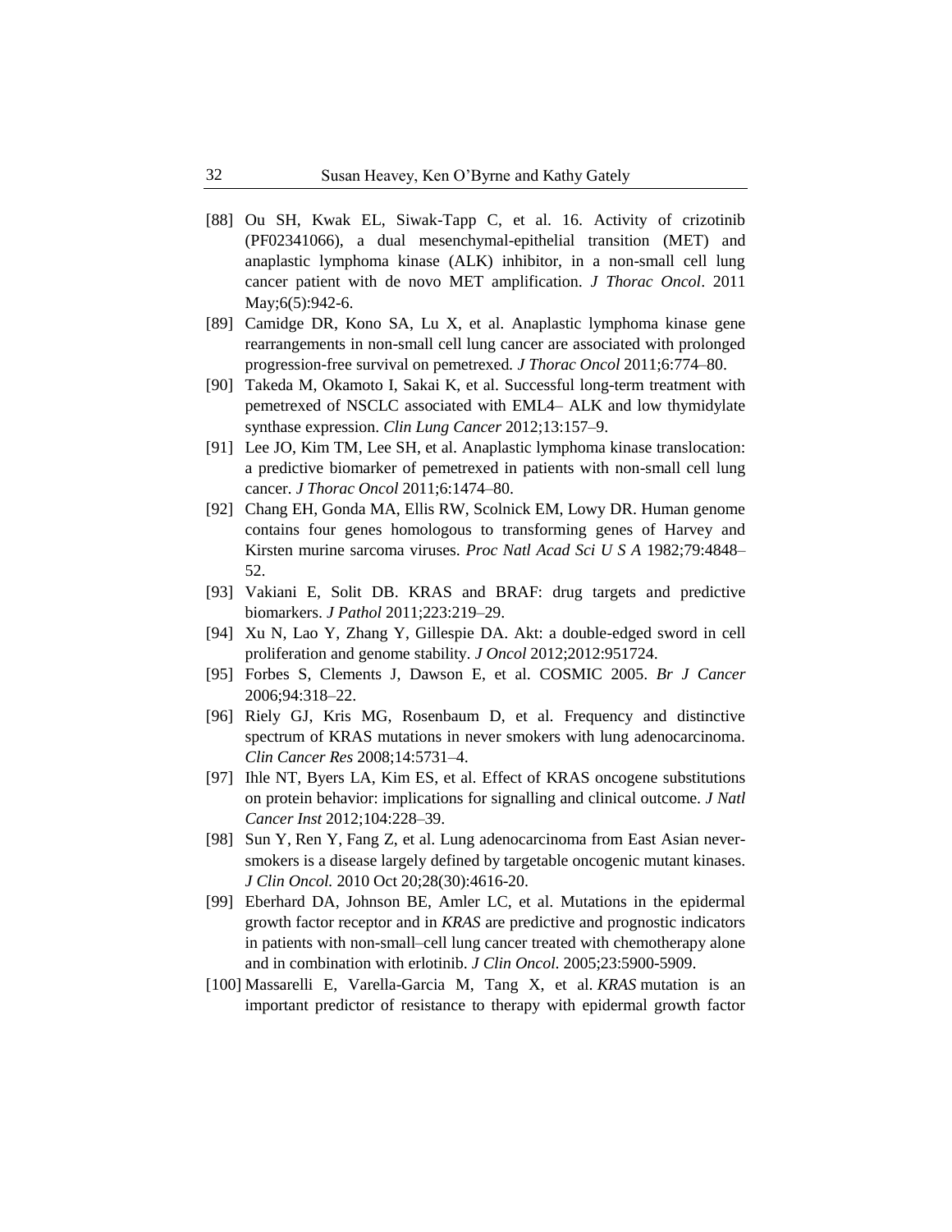[88] Ou SH, Kwak EL, Siwak-Tapp C, et al. 16. Activity of crizotinib (PF02341066), a dual mesenchymal-epithelial transition (MET) and anaplastic lymphoma kinase (ALK) inhibitor, in a non-small cell lung cancer patient with de novo MET amplification. *J Thorac Oncol*. 2011 May;6(5):942-6.

[89] Camidge DR, Kono SA, Lu X, et al. Anaplastic lymphoma kinase gene rearrangements in non-small cell lung cancer are associated with prolonged progression-free survival on pemetrexed. *J Thorac Oncol* 2011;6:774–80.

[90] Takeda M, Okamoto I, Sakai K, et al. Successful long-term treatment with pemetrexed of NSCLC associated with EML4– ALK and low thymidylate synthase expression. *Clin Lung Cancer* 2012;13:157–9.

[91] Lee JO, Kim TM, Lee SH, et al. Anaplastic lymphoma kinase translocation: a predictive biomarker of pemetrexed in patients with non-small cell lung cancer. *J Thorac Oncol* 2011;6:1474–80.

[92] Chang EH, Gonda MA, Ellis RW, Scolnick EM, Lowy DR. Human genome contains four genes homologous to transforming genes of Harvey and Kirsten murine sarcoma viruses. *Proc Natl Acad Sci U S A* 1982;79:4848–52.

[93] Vakiani E, Solit DB. KRAS and BRAF: drug targets and predictive biomarkers. *J Pathol* 2011;223:219–29.

[94] Xu N, Lao Y, Zhang Y, Gillespie DA. Akt: a double-edged sword in cell proliferation and genome stability. *J Oncol* 2012;2012:951724.

[95] Forbes S, Clements J, Dawson E, et al. COSMIC 2005. *Br J Cancer* 2006;94:318–22.

[96] Riely GJ, Kris MG, Rosenbaum D, et al. Frequency and distinctive spectrum of KRAS mutations in never smokers with lung adenocarcinoma. *Clin Cancer Res* 2008;14:5731–4.

[97] Ihle NT, Byers LA, Kim ES, et al. Effect of KRAS oncogene substitutions on protein behavior: implications for signalling and clinical outcome. *J Natl Cancer Inst* 2012;104:228–39.

[98] Sun Y, Ren Y, Fang Z, et al. Lung adenocarcinoma from East Asian never-smokers is a disease largely defined by targetable oncogenic mutant kinases. *J Clin Oncol.* 2010 Oct 20;28(30):4616-20.

[99] Eberhard DA, Johnson BE, Amler LC, et al. Mutations in the epidermal growth factor receptor and in *KRAS* are predictive and prognostic indicators in patients with non-small–cell lung cancer treated with chemotherapy alone and in combination with erlotinib. *J Clin Oncol.* 2005;23:5900-5909.

[100] Massarelli E, Varella-Garcia M, Tang X, et al. *KRAS* mutation is an important predictor of resistance to therapy with epidermal growth factor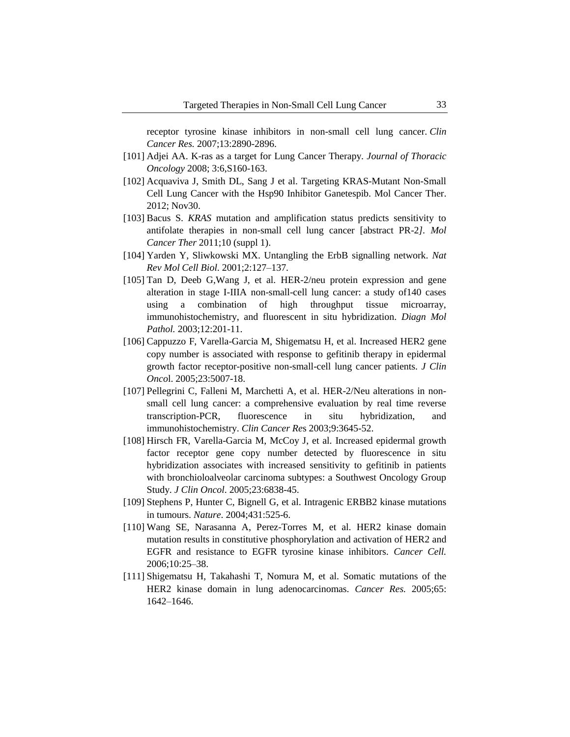receptor tyrosine kinase inhibitors in non-small cell lung cancer. *Clin Cancer Res.* 2007;13:2890-2896.

[101] Adjei AA. K-ras as a target for Lung Cancer Therapy. *Journal of Thoracic Oncology* 2008; 3:6,S160-163.

[102] Acquaviva J, Smith DL, Sang J et al. Targeting KRAS-Mutant Non-Small Cell Lung Cancer with the Hsp90 Inhibitor Ganetespib. Mol Cancer Ther. 2012; Nov30.

[103] Bacus S. *KRAS* mutation and amplification status predicts sensitivity to antifolate therapies in non-small cell lung cancer [abstract PR-2*]*. *Mol Cancer Ther* 2011;10 (suppl 1).

[104] Yarden Y, Sliwkowski MX. Untangling the ErbB signalling network. *Nat Rev Mol Cell Biol.* 2001;2:127–137.

[105] Tan D, Deeb G,Wang J, et al. HER-2/neu protein expression and gene alteration in stage I-IIIA non-small-cell lung cancer: a study of140 cases using a combination of high throughput tissue microarray, immunohistochemistry, and fluorescent in situ hybridization. *Diagn Mol Pathol.* 2003;12:201-11.

[106] Cappuzzo F, Varella-Garcia M, Shigematsu H, et al. Increased HER2 gene copy number is associated with response to gefitinib therapy in epidermal growth factor receptor-positive non-small-cell lung cancer patients. *J Clin Onco*l. 2005;23:5007-18.

[107] Pellegrini C, Falleni M, Marchetti A, et al. HER-2/Neu alterations in non-small cell lung cancer: a comprehensive evaluation by real time reverse transcription-PCR, fluorescence in situ hybridization, and immunohistochemistry. *Clin Cancer Re*s 2003;9:3645-52.

[108] Hirsch FR, Varella-Garcia M, McCoy J, et al. Increased epidermal growth factor receptor gene copy number detected by fluorescence in situ hybridization associates with increased sensitivity to gefitinib in patients with bronchioloalveolar carcinoma subtypes: a Southwest Oncology Group Study. *J Clin Oncol*. 2005;23:6838-45.

[109] Stephens P, Hunter C, Bignell G, et al. Intragenic ERBB2 kinase mutations in tumours. *Nature*. 2004;431:525-6.

[110] Wang SE, Narasanna A, Perez-Torres M, et al. HER2 kinase domain mutation results in constitutive phosphorylation and activation of HER2 and EGFR and resistance to EGFR tyrosine kinase inhibitors. *Cancer Cell.* 2006;10:25–38.

[111] Shigematsu H, Takahashi T, Nomura M, et al. Somatic mutations of the HER2 kinase domain in lung adenocarcinomas. *Cancer Res.* 2005;65: 1642–1646.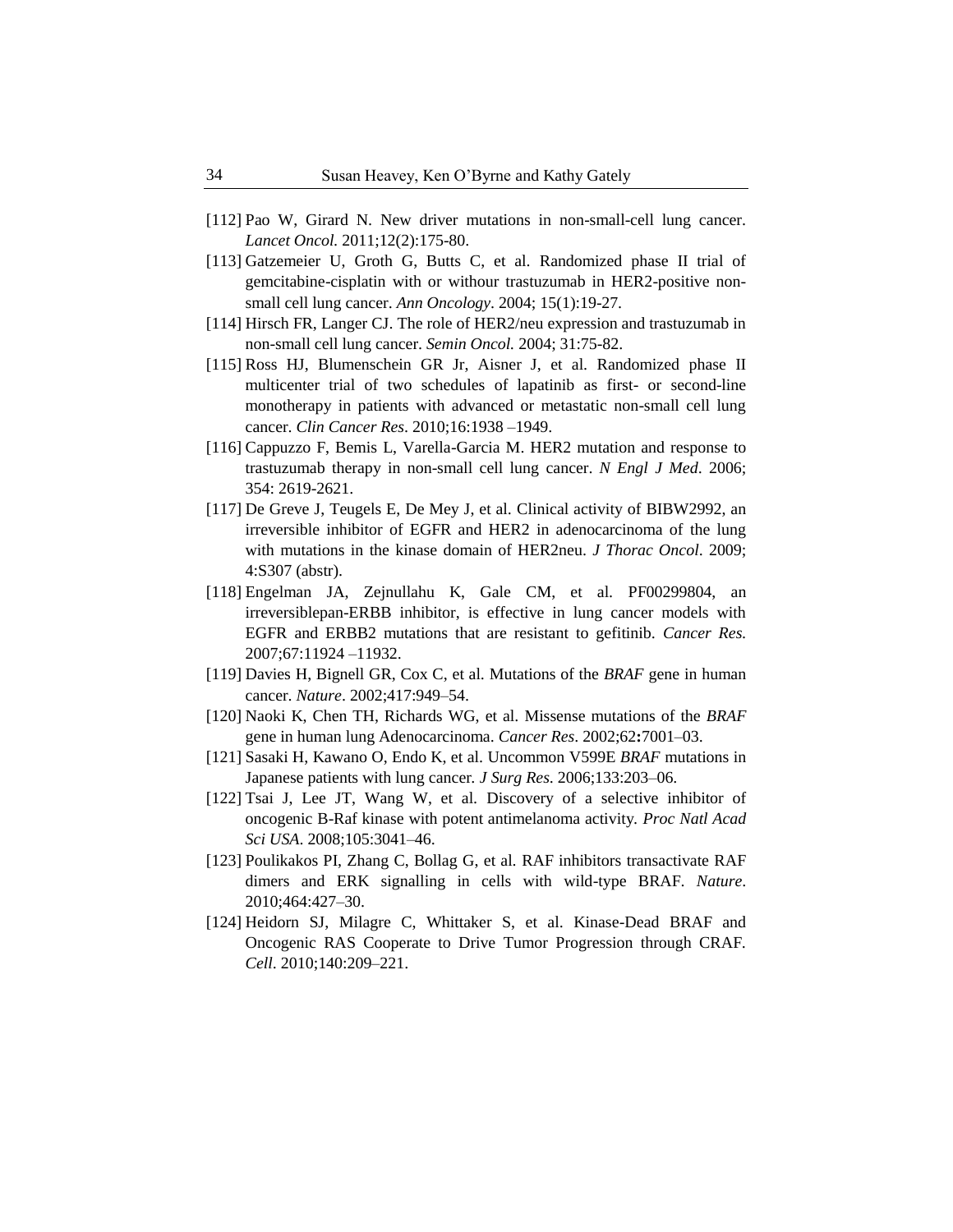[112] Pao W, Girard N. New driver mutations in non-small-cell lung cancer. *Lancet Oncol.* 2011;12(2):175-80.

[113] Gatzemeier U, Groth G, Butts C, et al. Randomized phase II trial of gemcitabine-cisplatin with or withour trastuzumab in HER2-positive non-small cell lung cancer. *Ann Oncology*. 2004; 15(1):19-27.

[114] Hirsch FR, Langer CJ. The role of HER2/neu expression and trastuzumab in non-small cell lung cancer. *Semin Oncol.* 2004; 31:75-82.

[115] Ross HJ, Blumenschein GR Jr, Aisner J, et al. Randomized phase II multicenter trial of two schedules of lapatinib as first- or second-line monotherapy in patients with advanced or metastatic non-small cell lung cancer. *Clin Cancer Res*. 2010;16:1938 –1949.

[116] Cappuzzo F, Bemis L, Varella-Garcia M. HER2 mutation and response to trastuzumab therapy in non-small cell lung cancer. *N Engl J Med*. 2006; 354: 2619-2621.

[117] De Greve J, Teugels E, De Mey J, et al. Clinical activity of BIBW2992, an irreversible inhibitor of EGFR and HER2 in adenocarcinoma of the lung with mutations in the kinase domain of HER2neu. *J Thorac Oncol*. 2009; 4:S307 (abstr).

[118] Engelman JA, Zejnullahu K, Gale CM, et al. PF00299804, an irreversiblepan-ERBB inhibitor, is effective in lung cancer models with EGFR and ERBB2 mutations that are resistant to gefitinib. *Cancer Res.* 2007;67:11924 –11932.

[119] Davies H, Bignell GR, Cox C, et al. Mutations of the *BRAF* gene in human cancer. *Nature*. 2002;417:949–54.

[120] Naoki K, Chen TH, Richards WG, et al. Missense mutations of the *BRAF* gene in human lung Adenocarcinoma. *Cancer Res*. 2002;62**:**7001–03.

[121] Sasaki H, Kawano O, Endo K, et al. Uncommon V599E *BRAF* mutations in Japanese patients with lung cancer. *J Surg Res*. 2006;133:203–06.

[122] Tsai J, Lee JT, Wang W, et al. Discovery of a selective inhibitor of oncogenic B-Raf kinase with potent antimelanoma activity. *Proc Natl Acad Sci USA*. 2008;105:3041–46.

[123] Poulikakos PI, Zhang C, Bollag G, et al. RAF inhibitors transactivate RAF dimers and ERK signalling in cells with wild-type BRAF. *Nature*. 2010;464:427–30.

[124] Heidorn SJ, Milagre C, Whittaker S, et al. Kinase-Dead BRAF and Oncogenic RAS Cooperate to Drive Tumor Progression through CRAF. *Cell*. 2010;140:209–221.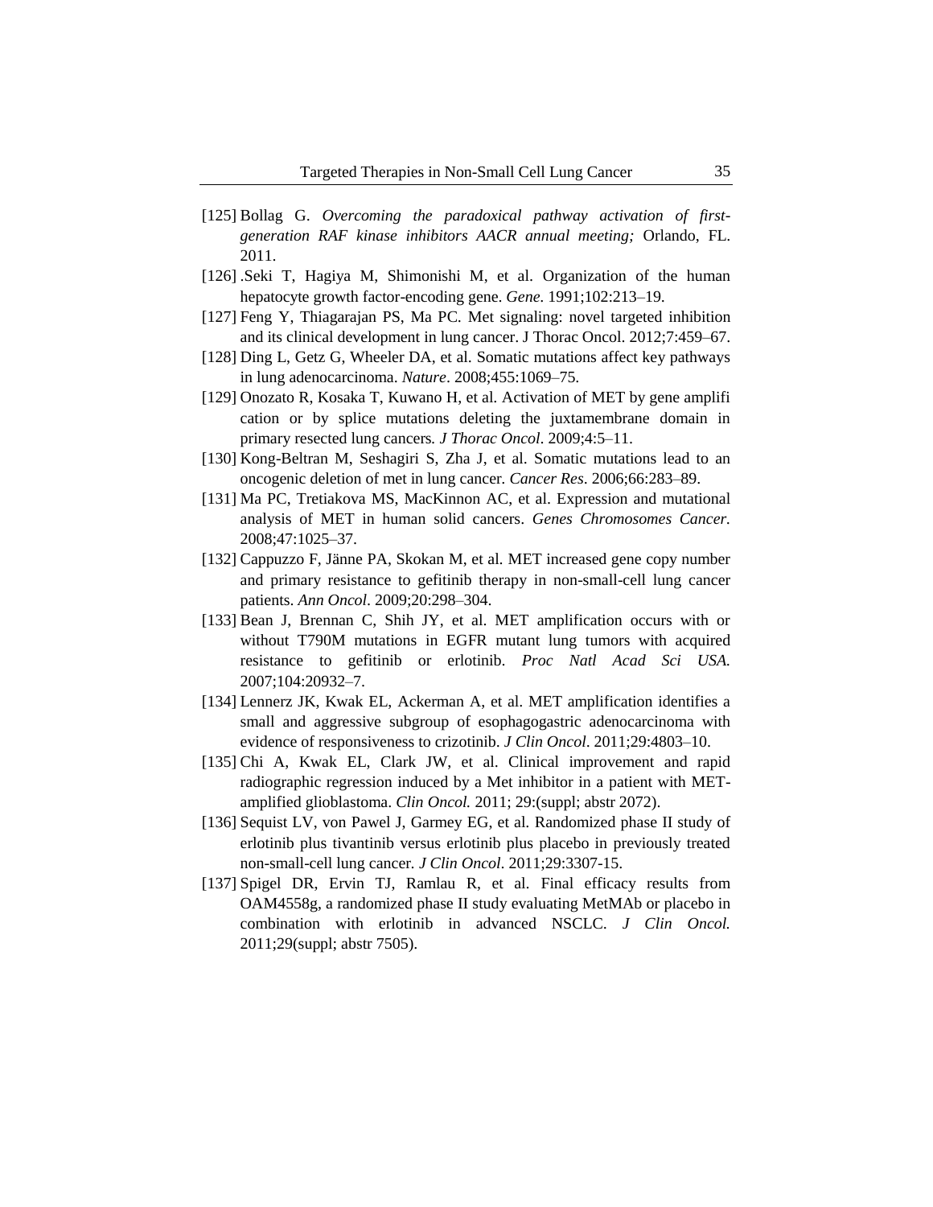[125] Bollag G. *Overcoming the paradoxical pathway activation of first-generation RAF kinase inhibitors AACR annual meeting;* Orlando, FL. 2011.

[126] .Seki T, Hagiya M, Shimonishi M, et al. Organization of the human hepatocyte growth factor-encoding gene. *Gene.* 1991;102:213–19.

[127] Feng Y, Thiagarajan PS, Ma PC. Met signaling: novel targeted inhibition and its clinical development in lung cancer. J Thorac Oncol. 2012;7:459–67.

[128] Ding L, Getz G, Wheeler DA, et al. Somatic mutations affect key pathways in lung adenocarcinoma. *Nature*. 2008;455:1069–75.

[129] Onozato R, Kosaka T, Kuwano H, et al. Activation of MET by gene amplifi cation or by splice mutations deleting the juxtamembrane domain in primary resected lung cancers*. J Thorac Oncol*. 2009;4:5–11.

[130] Kong-Beltran M, Seshagiri S, Zha J, et al. Somatic mutations lead to an oncogenic deletion of met in lung cancer*. Cancer Res*. 2006;66:283–89.

[131] Ma PC, Tretiakova MS, MacKinnon AC, et al. Expression and mutational analysis of MET in human solid cancers. *Genes Chromosomes Cancer.* 2008;47:1025–37.

[132] Cappuzzo F, Jänne PA, Skokan M, et al. MET increased gene copy number and primary resistance to gefitinib therapy in non-small-cell lung cancer patients. *Ann Oncol*. 2009;20:298–304.

[133] Bean J, Brennan C, Shih JY, et al. MET amplification occurs with or without T790M mutations in EGFR mutant lung tumors with acquired resistance to gefitinib or erlotinib. *Proc Natl Acad Sci USA.* 2007;104:20932–7.

[134] Lennerz JK, Kwak EL, Ackerman A, et al. MET amplification identifies a small and aggressive subgroup of esophagogastric adenocarcinoma with evidence of responsiveness to crizotinib. *J Clin Oncol*. 2011;29:4803–10.

[135] Chi A, Kwak EL, Clark JW, et al. Clinical improvement and rapid radiographic regression induced by a Met inhibitor in a patient with MET-amplified glioblastoma. *Clin Oncol.* 2011; 29:(suppl; abstr 2072).

[136] Sequist LV, von Pawel J, Garmey EG, et al. Randomized phase II study of erlotinib plus tivantinib versus erlotinib plus placebo in previously treated non-small-cell lung cancer*. J Clin Oncol*. 2011;29:3307-15.

[137] Spigel DR, Ervin TJ, Ramlau R, et al. Final efficacy results from OAM4558g, a randomized phase II study evaluating MetMAb or placebo in combination with erlotinib in advanced NSCLC. *J Clin Oncol.* 2011;29(suppl; abstr 7505).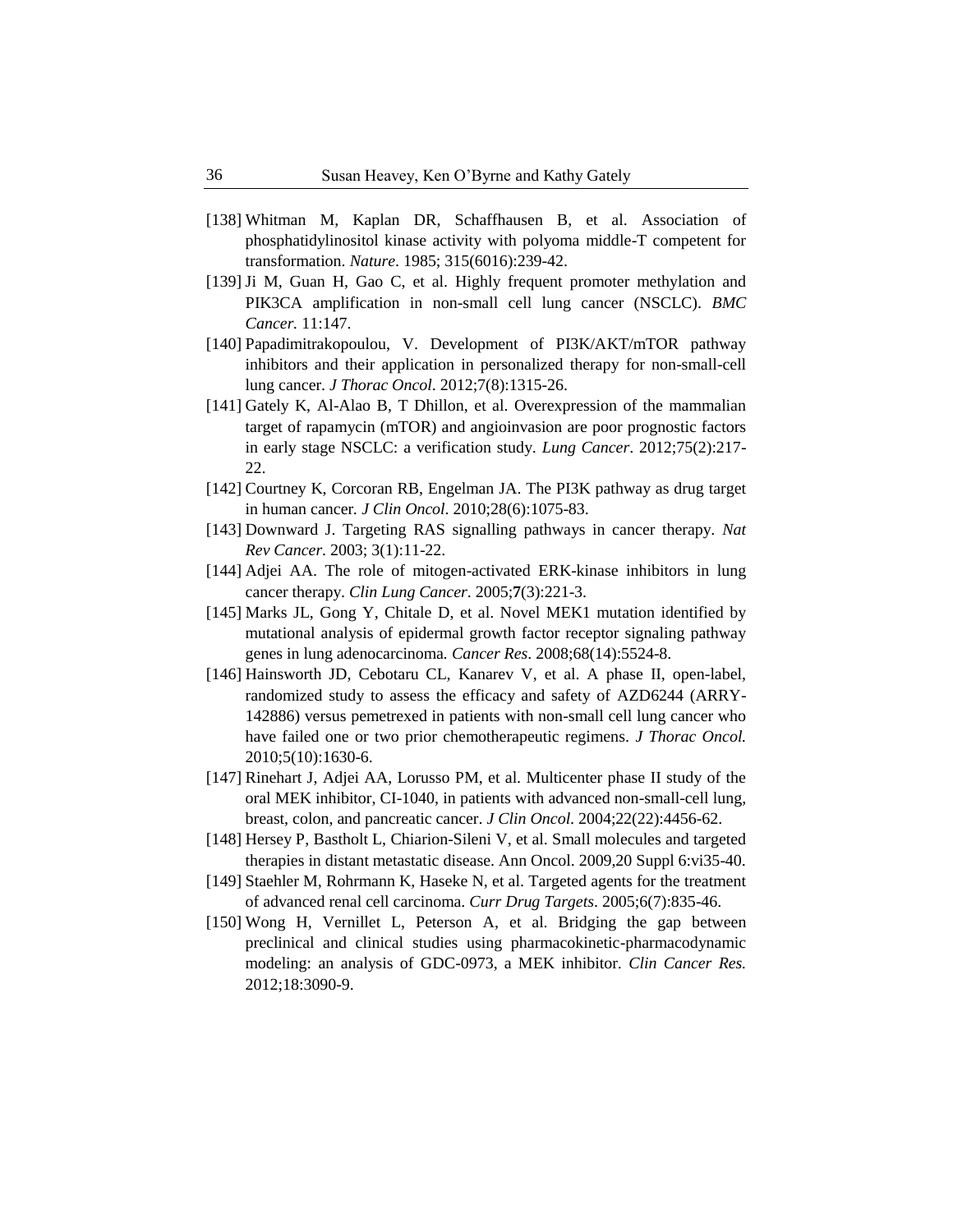[138] Whitman M, Kaplan DR, Schaffhausen B, et al. Association of phosphatidylinositol kinase activity with polyoma middle-T competent for transformation. *Nature*. 1985; 315(6016):239-42.

[139] Ji M, Guan H, Gao C, et al. Highly frequent promoter methylation and PIK3CA amplification in non-small cell lung cancer (NSCLC). *BMC Cancer.* 11:147.

[140] Papadimitrakopoulou, V. Development of PI3K/AKT/mTOR pathway inhibitors and their application in personalized therapy for non-small-cell lung cancer. *J Thorac Oncol*. 2012;7(8):1315-26.

[141] Gately K, Al-Alao B, T Dhillon, et al. Overexpression of the mammalian target of rapamycin (mTOR) and angioinvasion are poor prognostic factors in early stage NSCLC: a verification study. *Lung Cancer*. 2012;75(2):217-22.

[142] Courtney K, Corcoran RB, Engelman JA. The PI3K pathway as drug target in human cancer. *J Clin Oncol*. 2010;28(6):1075-83.

[143] Downward J. Targeting RAS signalling pathways in cancer therapy. *Nat Rev Cancer*. 2003; 3(1):11-22.

[144] Adjei AA. The role of mitogen-activated ERK-kinase inhibitors in lung cancer therapy. *Clin Lung Cancer*. 2005;**7**(3):221-3.

[145] Marks JL, Gong Y, Chitale D, et al. Novel MEK1 mutation identified by mutational analysis of epidermal growth factor receptor signaling pathway genes in lung adenocarcinoma. *Cancer Res*. 2008;68(14):5524-8.

[146] Hainsworth JD, Cebotaru CL, Kanarev V, et al. A phase II, open-label, randomized study to assess the efficacy and safety of AZD6244 (ARRY-142886) versus pemetrexed in patients with non-small cell lung cancer who have failed one or two prior chemotherapeutic regimens. *J Thorac Oncol.* 2010;5(10):1630-6.

[147] Rinehart J, Adjei AA, Lorusso PM, et al. Multicenter phase II study of the oral MEK inhibitor, CI-1040, in patients with advanced non-small-cell lung, breast, colon, and pancreatic cancer. *J Clin Oncol.* 2004;22(22):4456-62.

[148] Hersey P, Bastholt L, Chiarion-Sileni V, et al. Small molecules and targeted therapies in distant metastatic disease. Ann Oncol. 2009,20 Suppl 6:vi35-40.

[149] Staehler M, Rohrmann K, Haseke N, et al. Targeted agents for the treatment of advanced renal cell carcinoma. *Curr Drug Targets*. 2005;6(7):835-46.

[150] Wong H, Vernillet L, Peterson A, et al. Bridging the gap between preclinical and clinical studies using pharmacokinetic-pharmacodynamic modeling: an analysis of GDC-0973, a MEK inhibitor. *Clin Cancer Res.* 2012;18:3090-9.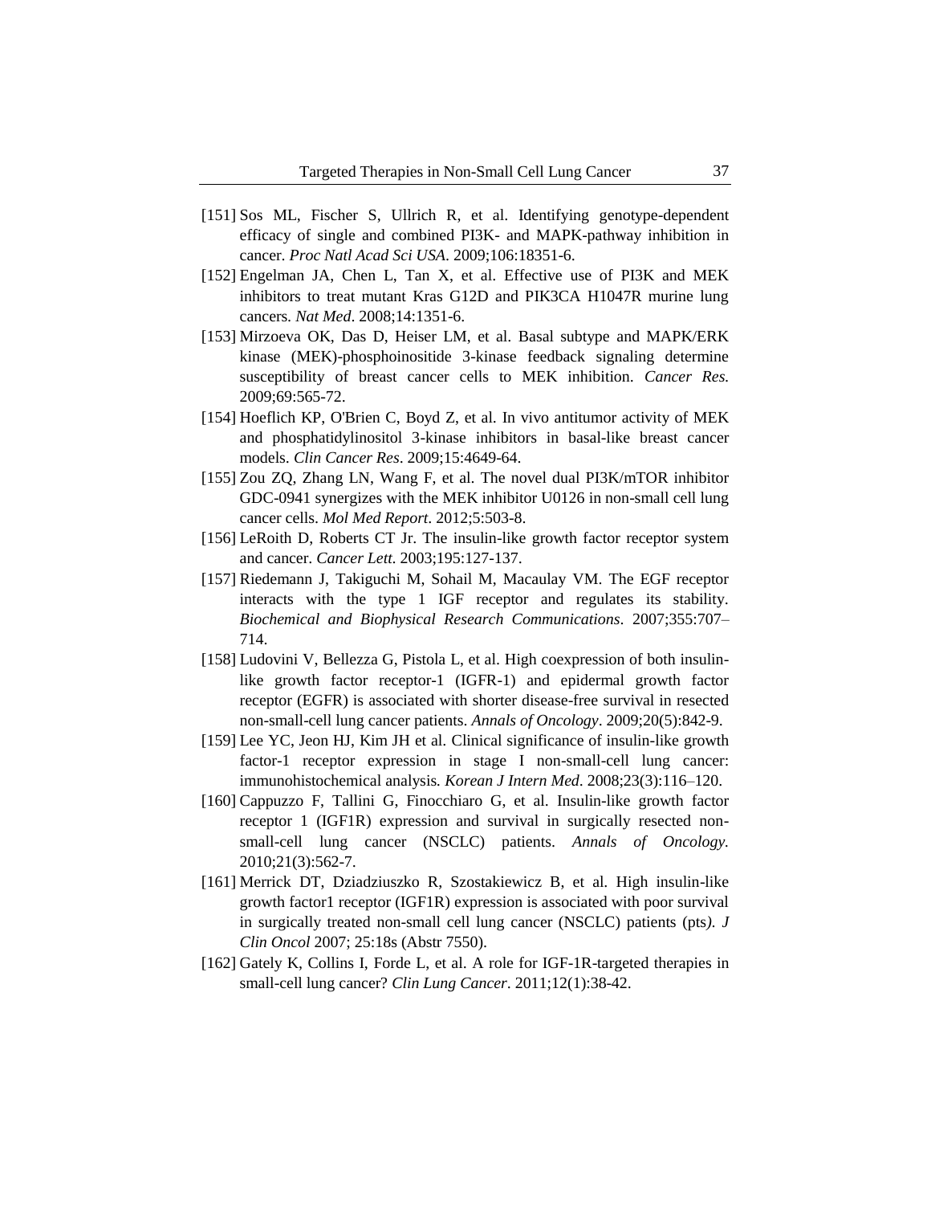[151] Sos ML, Fischer S, Ullrich R, et al. Identifying genotype-dependent efficacy of single and combined PI3K- and MAPK-pathway inhibition in cancer. *Proc Natl Acad Sci USA*. 2009;106:18351-6.

[152] Engelman JA, Chen L, Tan X, et al. Effective use of PI3K and MEK inhibitors to treat mutant Kras G12D and PIK3CA H1047R murine lung cancers. *Nat Med*. 2008;14:1351-6.

[153] Mirzoeva OK, Das D, Heiser LM, et al. Basal subtype and MAPK/ERK kinase (MEK)-phosphoinositide 3-kinase feedback signaling determine susceptibility of breast cancer cells to MEK inhibition. *Cancer Res.* 2009;69:565-72.

[154] Hoeflich KP, O'Brien C, Boyd Z, et al. In vivo antitumor activity of MEK and phosphatidylinositol 3-kinase inhibitors in basal-like breast cancer models. *Clin Cancer Res*. 2009;15:4649-64.

[155] Zou ZQ, Zhang LN, Wang F, et al. The novel dual PI3K/mTOR inhibitor GDC-0941 synergizes with the MEK inhibitor U0126 in non-small cell lung cancer cells. *Mol Med Report*. 2012;5:503-8.

[156] LeRoith D, Roberts CT Jr. The insulin-like growth factor receptor system and cancer. *Cancer Lett.* 2003;195:127-137.

[157] Riedemann J, Takiguchi M, Sohail M, Macaulay VM. The EGF receptor interacts with the type 1 IGF receptor and regulates its stability. *Biochemical and Biophysical Research Communications*. 2007;355:707–714.

[158] Ludovini V, Bellezza G, Pistola L, et al. High coexpression of both insulin-like growth factor receptor-1 (IGFR-1) and epidermal growth factor receptor (EGFR) is associated with shorter disease-free survival in resected non-small-cell lung cancer patients. *Annals of Oncology*. 2009;20(5):842-9.

[159] Lee YC, Jeon HJ, Kim JH et al. Clinical significance of insulin-like growth factor-1 receptor expression in stage I non-small-cell lung cancer: immunohistochemical analysis. *Korean J Intern Med*. 2008;23(3):116–120.

[160] Cappuzzo F, Tallini G, Finocchiaro G, et al. Insulin-like growth factor receptor 1 (IGF1R) expression and survival in surgically resected non-small-cell lung cancer (NSCLC) patients. *Annals of Oncology.* 2010;21(3):562-7.

[161] Merrick DT, Dziadziuszko R, Szostakiewicz B, et al. High insulin-like growth factor1 receptor (IGF1R) expression is associated with poor survival in surgically treated non-small cell lung cancer (NSCLC) patients (pts). *J Clin Oncol* 2007; 25:18s (Abstr 7550).

[162] Gately K, Collins I, Forde L, et al. A role for IGF-1R-targeted therapies in small-cell lung cancer? *Clin Lung Cancer*. 2011;12(1):38-42.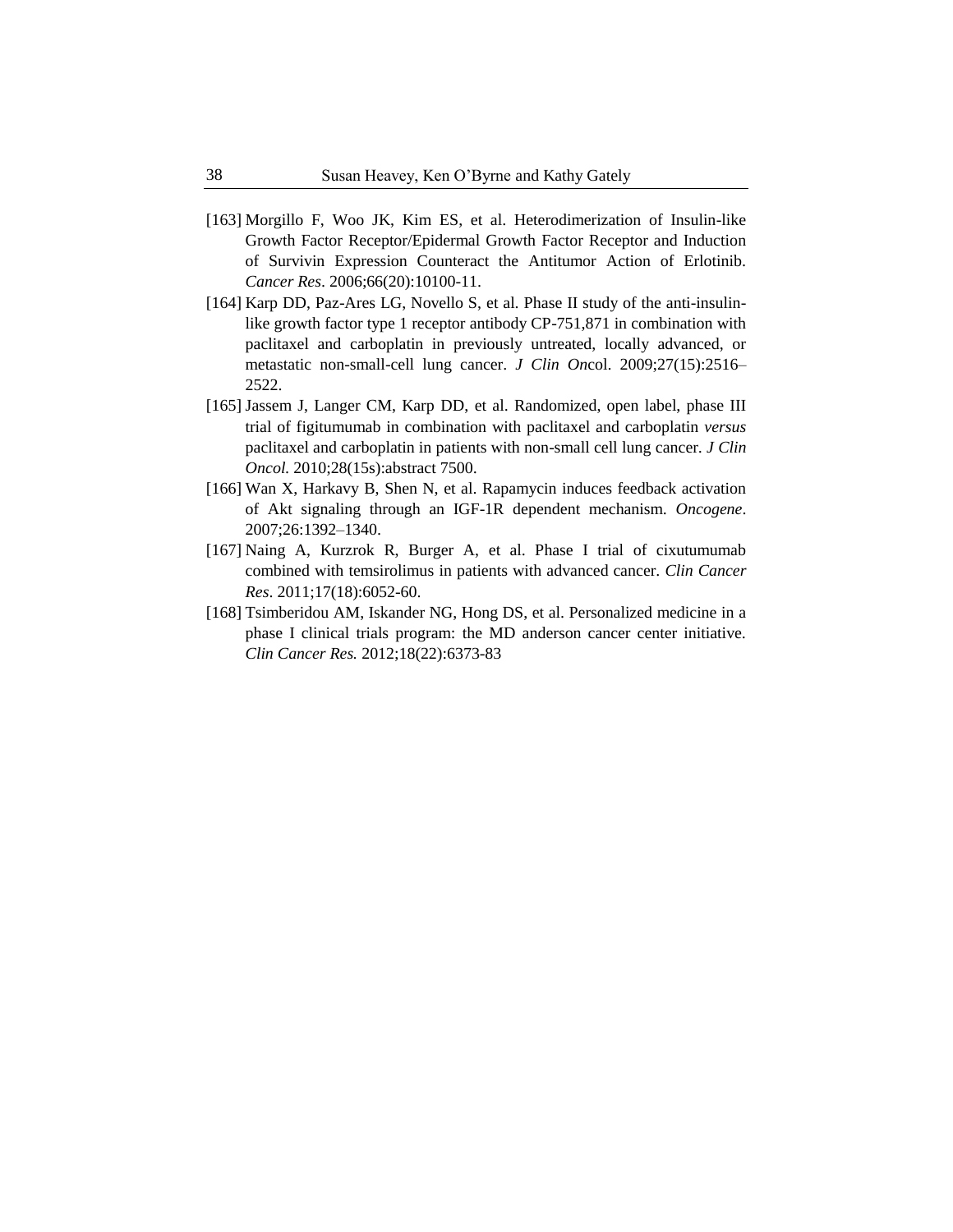[163] Morgillo F, Woo JK, Kim ES, et al. Heterodimerization of Insulin-like Growth Factor Receptor/Epidermal Growth Factor Receptor and Induction of Survivin Expression Counteract the Antitumor Action of Erlotinib. *Cancer Res*. 2006;66(20):10100-11.

[164] Karp DD, Paz-Ares LG, Novello S, et al. Phase II study of the anti-insulin-like growth factor type 1 receptor antibody CP-751,871 in combination with paclitaxel and carboplatin in previously untreated, locally advanced, or metastatic non-small-cell lung cancer. *J Clin Onc*ol. 2009;27(15):2516–2522.

[165] Jassem J, Langer CM, Karp DD, et al. Randomized, open label, phase III trial of figitumumab in combination with paclitaxel and carboplatin *versus* paclitaxel and carboplatin in patients with non-small cell lung cancer. *J Clin Oncol.* 2010;28(15s):abstract 7500.

[166] Wan X, Harkavy B, Shen N, et al. Rapamycin induces feedback activation of Akt signaling through an IGF-1R dependent mechanism. *Oncogene*. 2007;26:1392–1340.

[167] Naing A, Kurzrok R, Burger A, et al. Phase I trial of cixutumumab combined with temsirolimus in patients with advanced cancer. *Clin Cancer Res*. 2011;17(18):6052-60.

[168] Tsimberidou AM, Iskander NG, Hong DS, et al. Personalized medicine in a phase I clinical trials program: the MD anderson cancer center initiative. *Clin Cancer Res.* 2012;18(22):6373-83